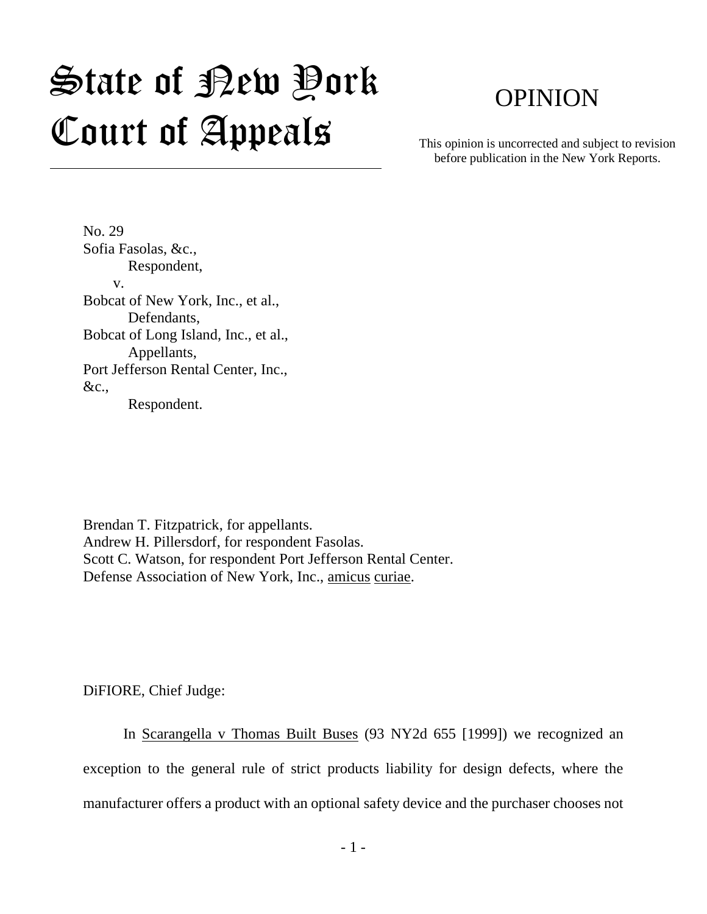# State of New York Court of Appeals

OPINION

This opinion is uncorrected and subject to revision before publication in the New York Reports.

No. 29
Sofia Fasolas, &c.,
Respondent,
v.
Bobcat of New York, Inc., et al.,
Defendants,
Bobcat of Long Island, Inc., et al.,
Appellants,
Port Jefferson Rental Center, Inc., &c.,
Respondent.

Brendan T. Fitzpatrick, for appellants.
Andrew H. Pillersdorf, for respondent Fasolas.
Scott C. Watson, for respondent Port Jefferson Rental Center.
Defense Association of New York, Inc., amicus curiae.

DiFIORE, Chief Judge:

In Scarangella v Thomas Built Buses (93 NY2d 655 [1999]) we recognized an exception to the general rule of strict products liability for design defects, where the manufacturer offers a product with an optional safety device and the purchaser chooses not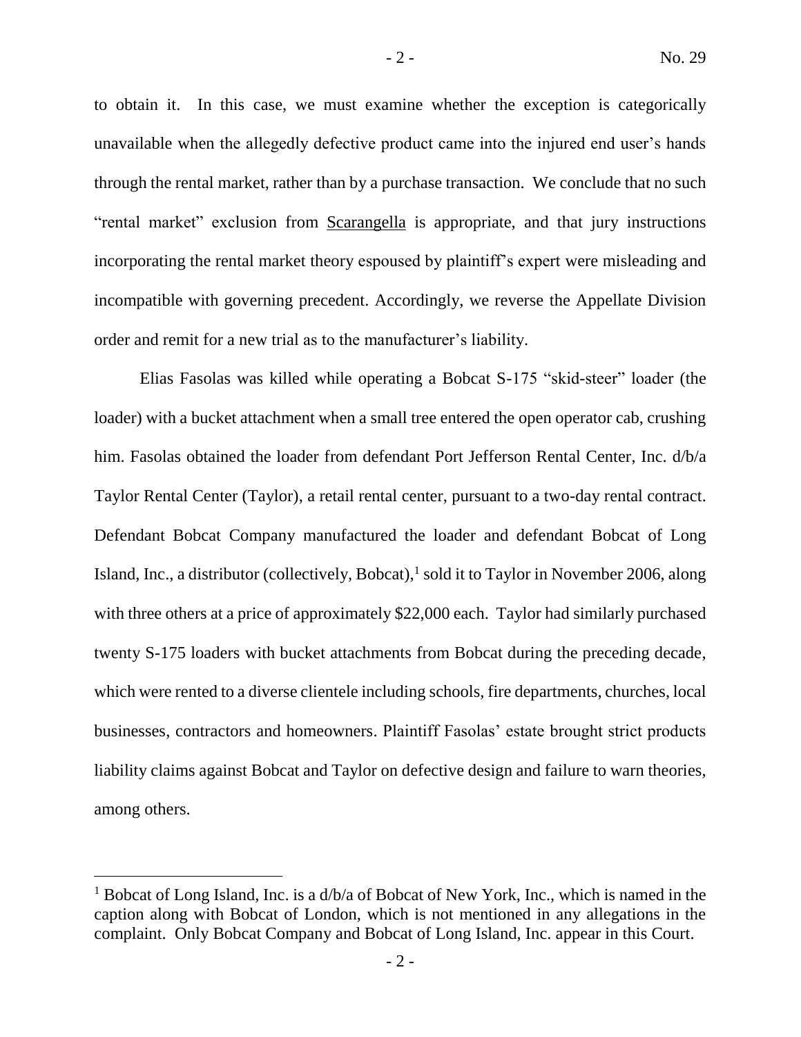to obtain it. In this case, we must examine whether the exception is categorically unavailable when the allegedly defective product came into the injured end user's hands through the rental market, rather than by a purchase transaction. We conclude that no such "rental market" exclusion from Scarangella is appropriate, and that jury instructions incorporating the rental market theory espoused by plaintiff's expert were misleading and incompatible with governing precedent. Accordingly, we reverse the Appellate Division order and remit for a new trial as to the manufacturer's liability.

Elias Fasolas was killed while operating a Bobcat S-175 "skid-steer" loader (the loader) with a bucket attachment when a small tree entered the open operator cab, crushing him. Fasolas obtained the loader from defendant Port Jefferson Rental Center, Inc. d/b/a Taylor Rental Center (Taylor), a retail rental center, pursuant to a two-day rental contract. Defendant Bobcat Company manufactured the loader and defendant Bobcat of Long Island, Inc., a distributor (collectively, Bobcat),[1] sold it to Taylor in November 2006, along with three others at a price of approximately $22,000 each. Taylor had similarly purchased twenty S-175 loaders with bucket attachments from Bobcat during the preceding decade, which were rented to a diverse clientele including schools, fire departments, churches, local businesses, contractors and homeowners. Plaintiff Fasolas' estate brought strict products liability claims against Bobcat and Taylor on defective design and failure to warn theories, among others.

---

[1] Bobcat of Long Island, Inc. is a d/b/a of Bobcat of New York, Inc., which is named in the caption along with Bobcat of London, which is not mentioned in any allegations in the complaint. Only Bobcat Company and Bobcat of Long Island, Inc. appear in this Court.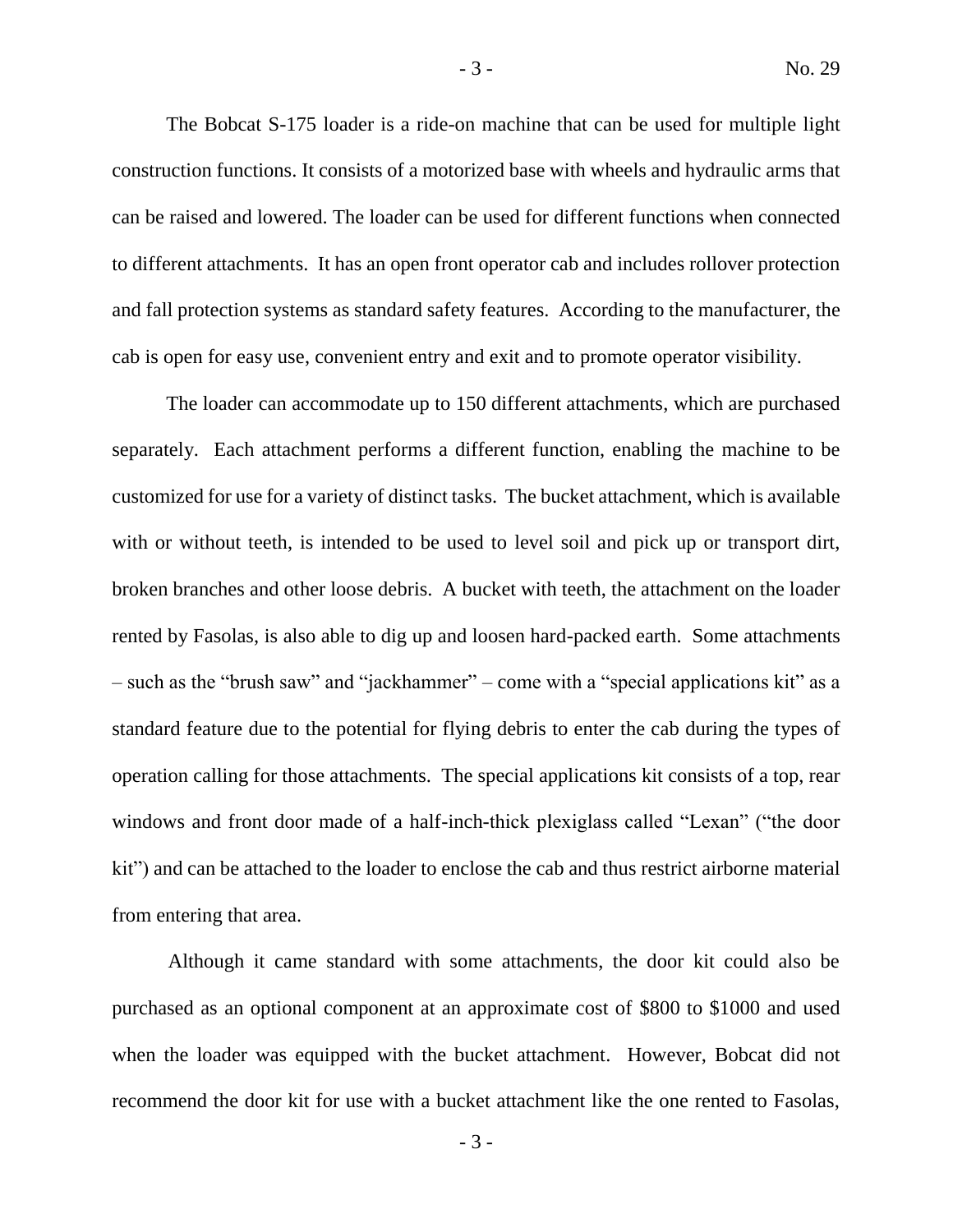The Bobcat S-175 loader is a ride-on machine that can be used for multiple light construction functions. It consists of a motorized base with wheels and hydraulic arms that can be raised and lowered. The loader can be used for different functions when connected to different attachments. It has an open front operator cab and includes rollover protection and fall protection systems as standard safety features. According to the manufacturer, the cab is open for easy use, convenient entry and exit and to promote operator visibility.

The loader can accommodate up to 150 different attachments, which are purchased separately. Each attachment performs a different function, enabling the machine to be customized for use for a variety of distinct tasks. The bucket attachment, which is available with or without teeth, is intended to be used to level soil and pick up or transport dirt, broken branches and other loose debris. A bucket with teeth, the attachment on the loader rented by Fasolas, is also able to dig up and loosen hard-packed earth. Some attachments – such as the "brush saw" and "jackhammer" – come with a "special applications kit" as a standard feature due to the potential for flying debris to enter the cab during the types of operation calling for those attachments. The special applications kit consists of a top, rear windows and front door made of a half-inch-thick plexiglass called "Lexan" ("the door kit") and can be attached to the loader to enclose the cab and thus restrict airborne material from entering that area.

Although it came standard with some attachments, the door kit could also be purchased as an optional component at an approximate cost of $800 to $1000 and used when the loader was equipped with the bucket attachment. However, Bobcat did not recommend the door kit for use with a bucket attachment like the one rented to Fasolas,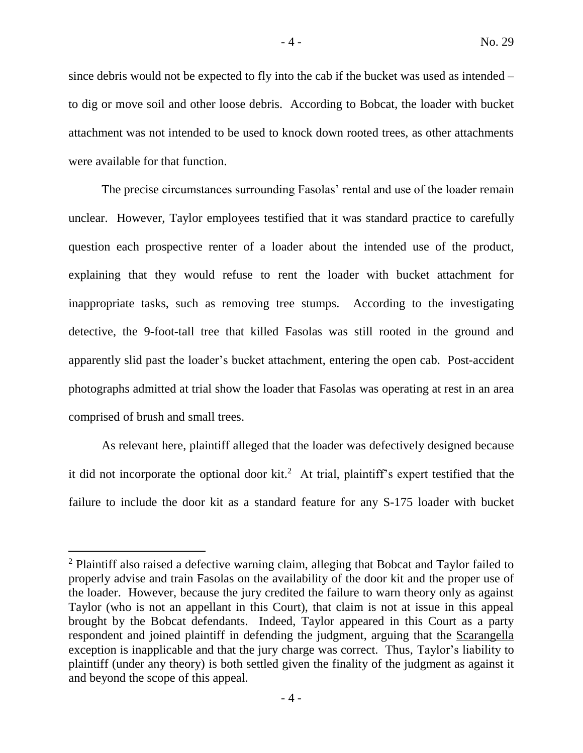since debris would not be expected to fly into the cab if the bucket was used as intended – to dig or move soil and other loose debris. According to Bobcat, the loader with bucket attachment was not intended to be used to knock down rooted trees, as other attachments were available for that function.

The precise circumstances surrounding Fasolas' rental and use of the loader remain unclear. However, Taylor employees testified that it was standard practice to carefully question each prospective renter of a loader about the intended use of the product, explaining that they would refuse to rent the loader with bucket attachment for inappropriate tasks, such as removing tree stumps. According to the investigating detective, the 9-foot-tall tree that killed Fasolas was still rooted in the ground and apparently slid past the loader's bucket attachment, entering the open cab. Post-accident photographs admitted at trial show the loader that Fasolas was operating at rest in an area comprised of brush and small trees.

As relevant here, plaintiff alleged that the loader was defectively designed because it did not incorporate the optional door kit.[2] At trial, plaintiff's expert testified that the failure to include the door kit as a standard feature for any S-175 loader with bucket

---

[2] Plaintiff also raised a defective warning claim, alleging that Bobcat and Taylor failed to properly advise and train Fasolas on the availability of the door kit and the proper use of the loader. However, because the jury credited the failure to warn theory only as against Taylor (who is not an appellant in this Court), that claim is not at issue in this appeal brought by the Bobcat defendants. Indeed, Taylor appeared in this Court as a party respondent and joined plaintiff in defending the judgment, arguing that the Scarangella exception is inapplicable and that the jury charge was correct. Thus, Taylor's liability to plaintiff (under any theory) is both settled given the finality of the judgment as against it and beyond the scope of this appeal.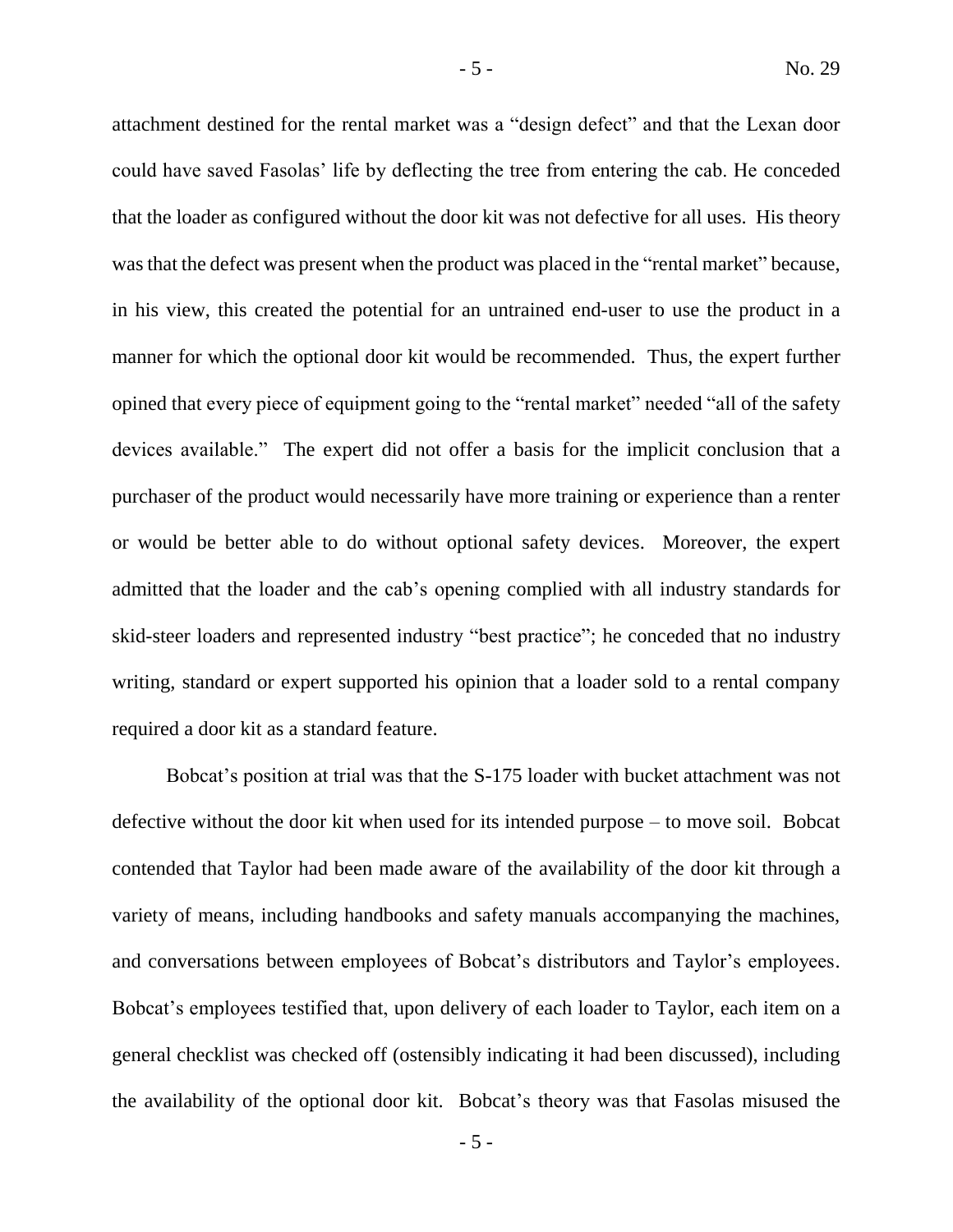attachment destined for the rental market was a "design defect" and that the Lexan door could have saved Fasolas' life by deflecting the tree from entering the cab. He conceded that the loader as configured without the door kit was not defective for all uses. His theory was that the defect was present when the product was placed in the "rental market" because, in his view, this created the potential for an untrained end-user to use the product in a manner for which the optional door kit would be recommended. Thus, the expert further opined that every piece of equipment going to the "rental market" needed "all of the safety devices available." The expert did not offer a basis for the implicit conclusion that a purchaser of the product would necessarily have more training or experience than a renter or would be better able to do without optional safety devices. Moreover, the expert admitted that the loader and the cab's opening complied with all industry standards for skid-steer loaders and represented industry "best practice"; he conceded that no industry writing, standard or expert supported his opinion that a loader sold to a rental company required a door kit as a standard feature.

Bobcat's position at trial was that the S-175 loader with bucket attachment was not defective without the door kit when used for its intended purpose – to move soil. Bobcat contended that Taylor had been made aware of the availability of the door kit through a variety of means, including handbooks and safety manuals accompanying the machines, and conversations between employees of Bobcat's distributors and Taylor's employees. Bobcat's employees testified that, upon delivery of each loader to Taylor, each item on a general checklist was checked off (ostensibly indicating it had been discussed), including the availability of the optional door kit. Bobcat's theory was that Fasolas misused the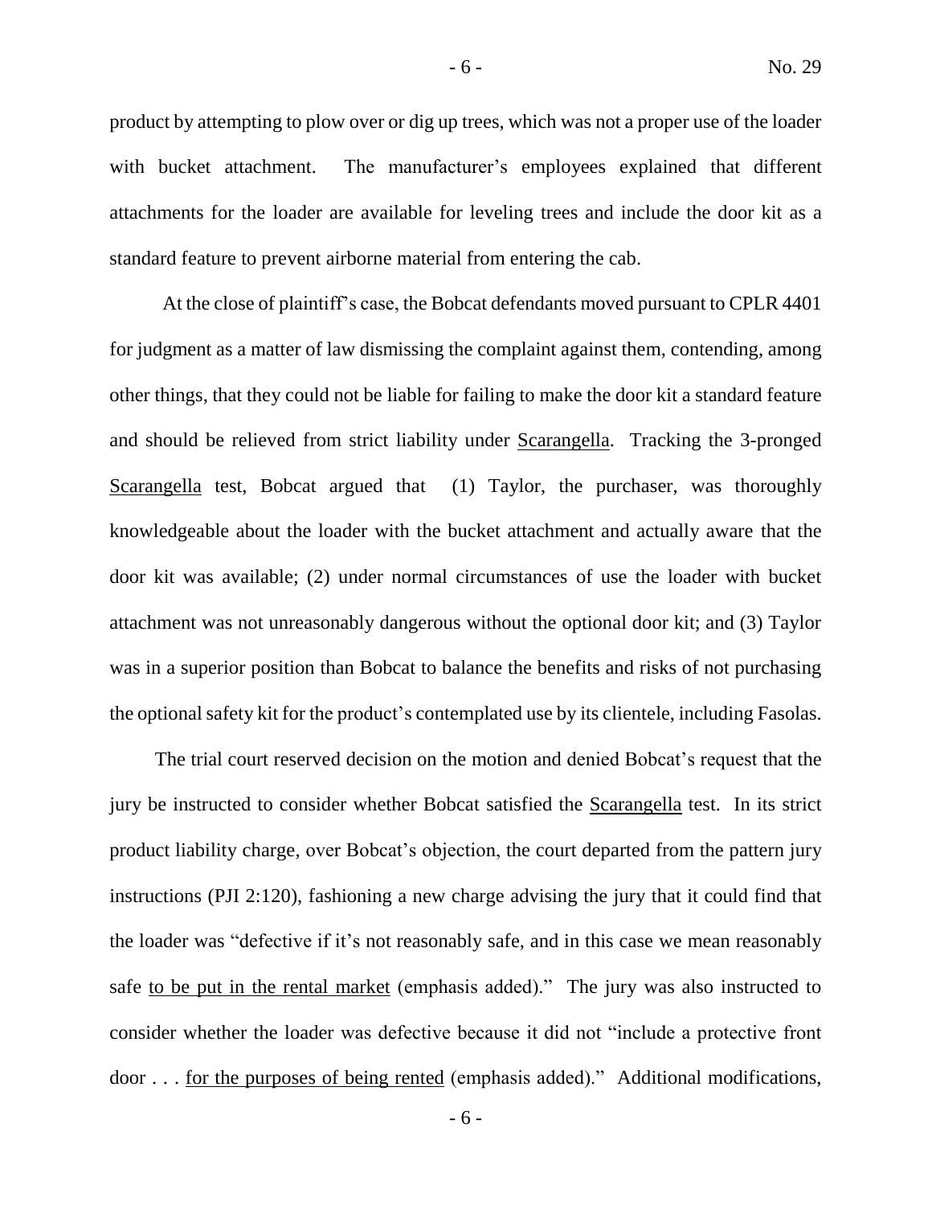product by attempting to plow over or dig up trees, which was not a proper use of the loader with bucket attachment. The manufacturer's employees explained that different attachments for the loader are available for leveling trees and include the door kit as a standard feature to prevent airborne material from entering the cab.

At the close of plaintiff's case, the Bobcat defendants moved pursuant to CPLR 4401 for judgment as a matter of law dismissing the complaint against them, contending, among other things, that they could not be liable for failing to make the door kit a standard feature and should be relieved from strict liability under Scarangella. Tracking the 3-pronged Scarangella test, Bobcat argued that (1) Taylor, the purchaser, was thoroughly knowledgeable about the loader with the bucket attachment and actually aware that the door kit was available; (2) under normal circumstances of use the loader with bucket attachment was not unreasonably dangerous without the optional door kit; and (3) Taylor was in a superior position than Bobcat to balance the benefits and risks of not purchasing the optional safety kit for the product's contemplated use by its clientele, including Fasolas.

The trial court reserved decision on the motion and denied Bobcat's request that the jury be instructed to consider whether Bobcat satisfied the Scarangella test. In its strict product liability charge, over Bobcat's objection, the court departed from the pattern jury instructions (PJI 2:120), fashioning a new charge advising the jury that it could find that the loader was "defective if it's not reasonably safe, and in this case we mean reasonably safe to be put in the rental market (emphasis added)." The jury was also instructed to consider whether the loader was defective because it did not "include a protective front door . . . for the purposes of being rented (emphasis added)." Additional modifications,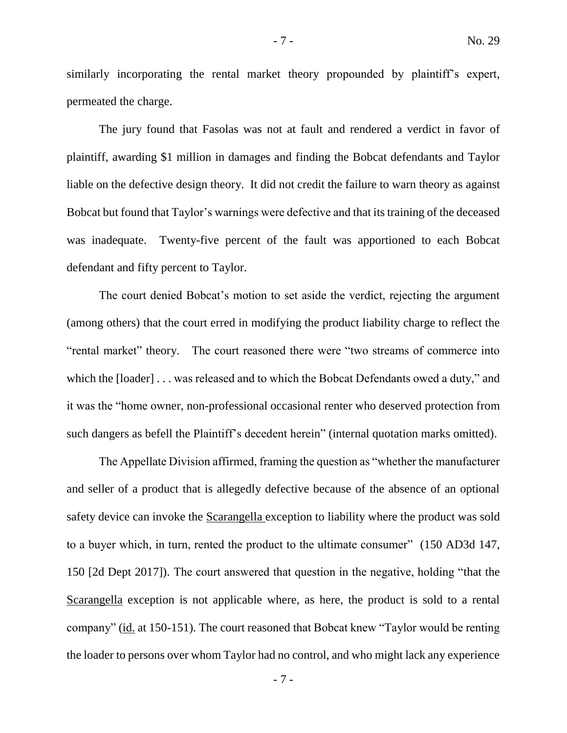similarly incorporating the rental market theory propounded by plaintiff's expert, permeated the charge.

The jury found that Fasolas was not at fault and rendered a verdict in favor of plaintiff, awarding $1 million in damages and finding the Bobcat defendants and Taylor liable on the defective design theory. It did not credit the failure to warn theory as against Bobcat but found that Taylor's warnings were defective and that its training of the deceased was inadequate. Twenty-five percent of the fault was apportioned to each Bobcat defendant and fifty percent to Taylor.

The court denied Bobcat's motion to set aside the verdict, rejecting the argument (among others) that the court erred in modifying the product liability charge to reflect the "rental market" theory. The court reasoned there were "two streams of commerce into which the [loader] . . . was released and to which the Bobcat Defendants owed a duty," and it was the "home owner, non-professional occasional renter who deserved protection from such dangers as befell the Plaintiff's decedent herein" (internal quotation marks omitted).

The Appellate Division affirmed, framing the question as "whether the manufacturer and seller of a product that is allegedly defective because of the absence of an optional safety device can invoke the Scarangella exception to liability where the product was sold to a buyer which, in turn, rented the product to the ultimate consumer" (150 AD3d 147, 150 [2d Dept 2017]). The court answered that question in the negative, holding "that the Scarangella exception is not applicable where, as here, the product is sold to a rental company" (id. at 150-151). The court reasoned that Bobcat knew "Taylor would be renting the loader to persons over whom Taylor had no control, and who might lack any experience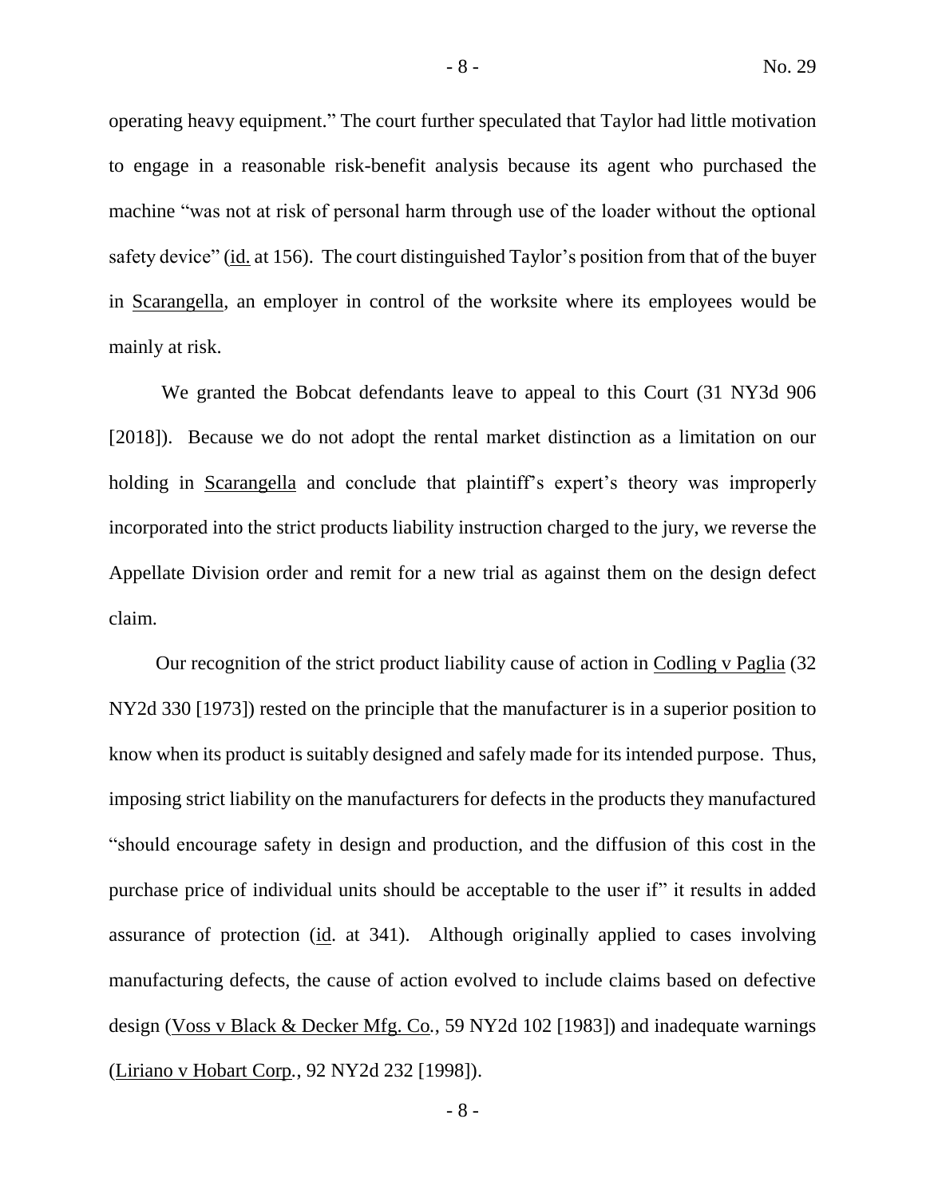operating heavy equipment." The court further speculated that Taylor had little motivation to engage in a reasonable risk-benefit analysis because its agent who purchased the machine "was not at risk of personal harm through use of the loader without the optional safety device" (id. at 156). The court distinguished Taylor's position from that of the buyer in Scarangella, an employer in control of the worksite where its employees would be mainly at risk.

We granted the Bobcat defendants leave to appeal to this Court (31 NY3d 906 [2018]). Because we do not adopt the rental market distinction as a limitation on our holding in Scarangella and conclude that plaintiff's expert's theory was improperly incorporated into the strict products liability instruction charged to the jury, we reverse the Appellate Division order and remit for a new trial as against them on the design defect claim.

Our recognition of the strict product liability cause of action in Codling v Paglia (32 NY2d 330 [1973]) rested on the principle that the manufacturer is in a superior position to know when its product is suitably designed and safely made for its intended purpose. Thus, imposing strict liability on the manufacturers for defects in the products they manufactured "should encourage safety in design and production, and the diffusion of this cost in the purchase price of individual units should be acceptable to the user if" it results in added assurance of protection (id. at 341). Although originally applied to cases involving manufacturing defects, the cause of action evolved to include claims based on defective design (Voss v Black & Decker Mfg. Co., 59 NY2d 102 [1983]) and inadequate warnings (Liriano v Hobart Corp., 92 NY2d 232 [1998]).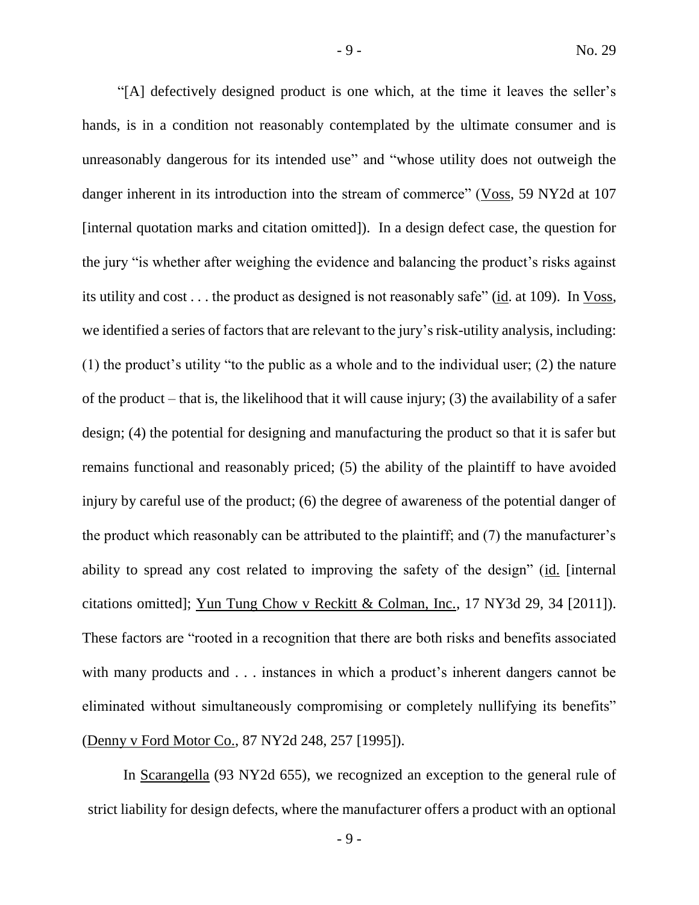"[A] defectively designed product is one which, at the time it leaves the seller's hands, is in a condition not reasonably contemplated by the ultimate consumer and is unreasonably dangerous for its intended use" and "whose utility does not outweigh the danger inherent in its introduction into the stream of commerce" (Voss, 59 NY2d at 107 [internal quotation marks and citation omitted]). In a design defect case, the question for the jury "is whether after weighing the evidence and balancing the product's risks against its utility and cost . . . the product as designed is not reasonably safe" (id. at 109). In Voss, we identified a series of factors that are relevant to the jury's risk-utility analysis, including: (1) the product's utility "to the public as a whole and to the individual user; (2) the nature of the product – that is, the likelihood that it will cause injury; (3) the availability of a safer design; (4) the potential for designing and manufacturing the product so that it is safer but remains functional and reasonably priced; (5) the ability of the plaintiff to have avoided injury by careful use of the product; (6) the degree of awareness of the potential danger of the product which reasonably can be attributed to the plaintiff; and (7) the manufacturer's ability to spread any cost related to improving the safety of the design" (id. [internal citations omitted]; Yun Tung Chow v Reckitt & Colman, Inc., 17 NY3d 29, 34 [2011]). These factors are "rooted in a recognition that there are both risks and benefits associated with many products and . . . instances in which a product's inherent dangers cannot be eliminated without simultaneously compromising or completely nullifying its benefits" (Denny v Ford Motor Co., 87 NY2d 248, 257 [1995]).

In Scarangella (93 NY2d 655), we recognized an exception to the general rule of strict liability for design defects, where the manufacturer offers a product with an optional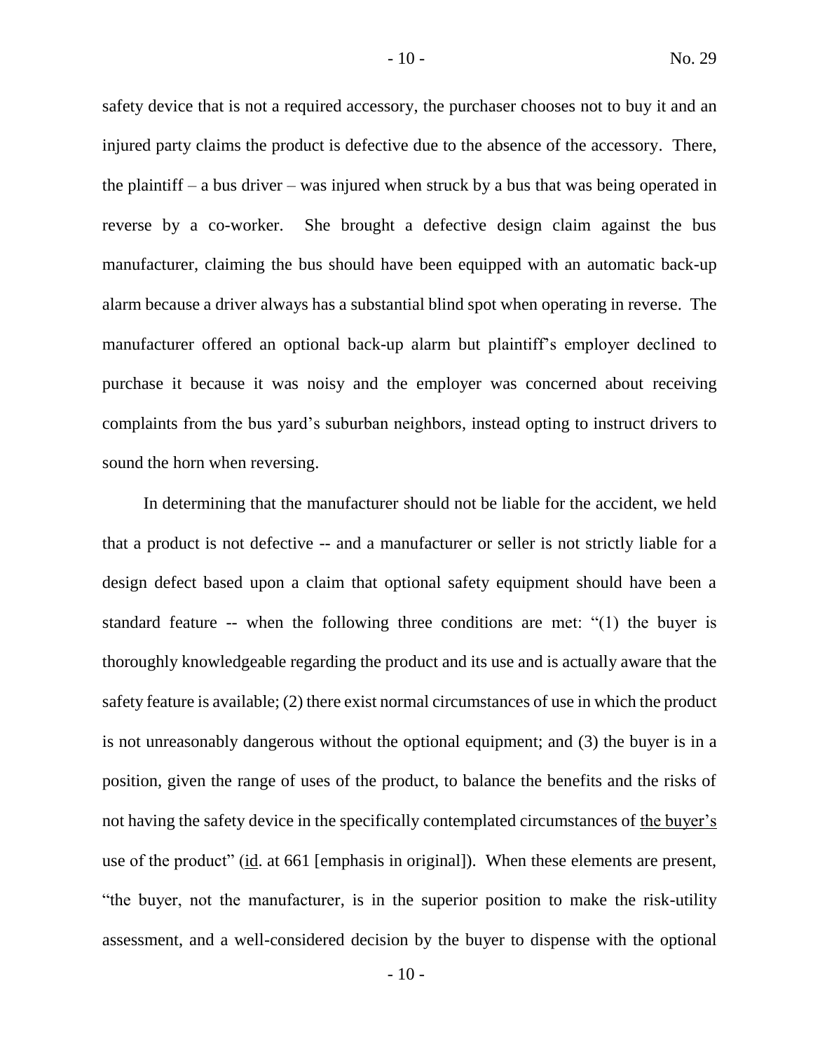safety device that is not a required accessory, the purchaser chooses not to buy it and an injured party claims the product is defective due to the absence of the accessory. There, the plaintiff – a bus driver – was injured when struck by a bus that was being operated in reverse by a co-worker. She brought a defective design claim against the bus manufacturer, claiming the bus should have been equipped with an automatic back-up alarm because a driver always has a substantial blind spot when operating in reverse. The manufacturer offered an optional back-up alarm but plaintiff's employer declined to purchase it because it was noisy and the employer was concerned about receiving complaints from the bus yard's suburban neighbors, instead opting to instruct drivers to sound the horn when reversing.

In determining that the manufacturer should not be liable for the accident, we held that a product is not defective -- and a manufacturer or seller is not strictly liable for a design defect based upon a claim that optional safety equipment should have been a standard feature -- when the following three conditions are met: "(1) the buyer is thoroughly knowledgeable regarding the product and its use and is actually aware that the safety feature is available; (2) there exist normal circumstances of use in which the product is not unreasonably dangerous without the optional equipment; and (3) the buyer is in a position, given the range of uses of the product, to balance the benefits and the risks of not having the safety device in the specifically contemplated circumstances of <u>the buyer's</u> use of the product" (<u>id</u>. at 661 [emphasis in original]). When these elements are present, "the buyer, not the manufacturer, is in the superior position to make the risk-utility assessment, and a well-considered decision by the buyer to dispense with the optional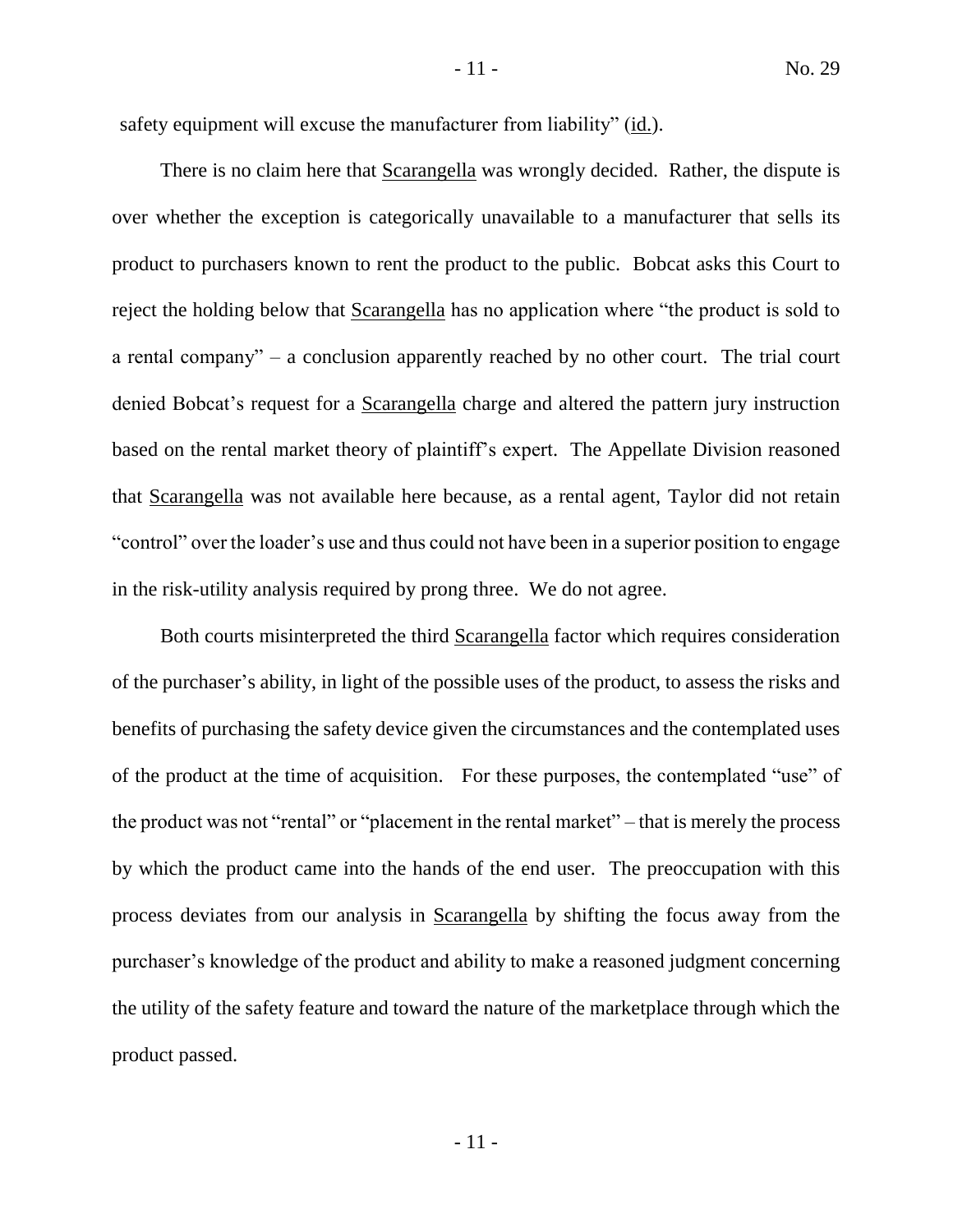safety equipment will excuse the manufacturer from liability" (id.).

There is no claim here that Scarangella was wrongly decided. Rather, the dispute is over whether the exception is categorically unavailable to a manufacturer that sells its product to purchasers known to rent the product to the public. Bobcat asks this Court to reject the holding below that Scarangella has no application where "the product is sold to a rental company" – a conclusion apparently reached by no other court. The trial court denied Bobcat's request for a Scarangella charge and altered the pattern jury instruction based on the rental market theory of plaintiff's expert. The Appellate Division reasoned that Scarangella was not available here because, as a rental agent, Taylor did not retain "control" over the loader's use and thus could not have been in a superior position to engage in the risk-utility analysis required by prong three. We do not agree.

Both courts misinterpreted the third Scarangella factor which requires consideration of the purchaser's ability, in light of the possible uses of the product, to assess the risks and benefits of purchasing the safety device given the circumstances and the contemplated uses of the product at the time of acquisition. For these purposes, the contemplated "use" of the product was not "rental" or "placement in the rental market" – that is merely the process by which the product came into the hands of the end user. The preoccupation with this process deviates from our analysis in Scarangella by shifting the focus away from the purchaser's knowledge of the product and ability to make a reasoned judgment concerning the utility of the safety feature and toward the nature of the marketplace through which the product passed.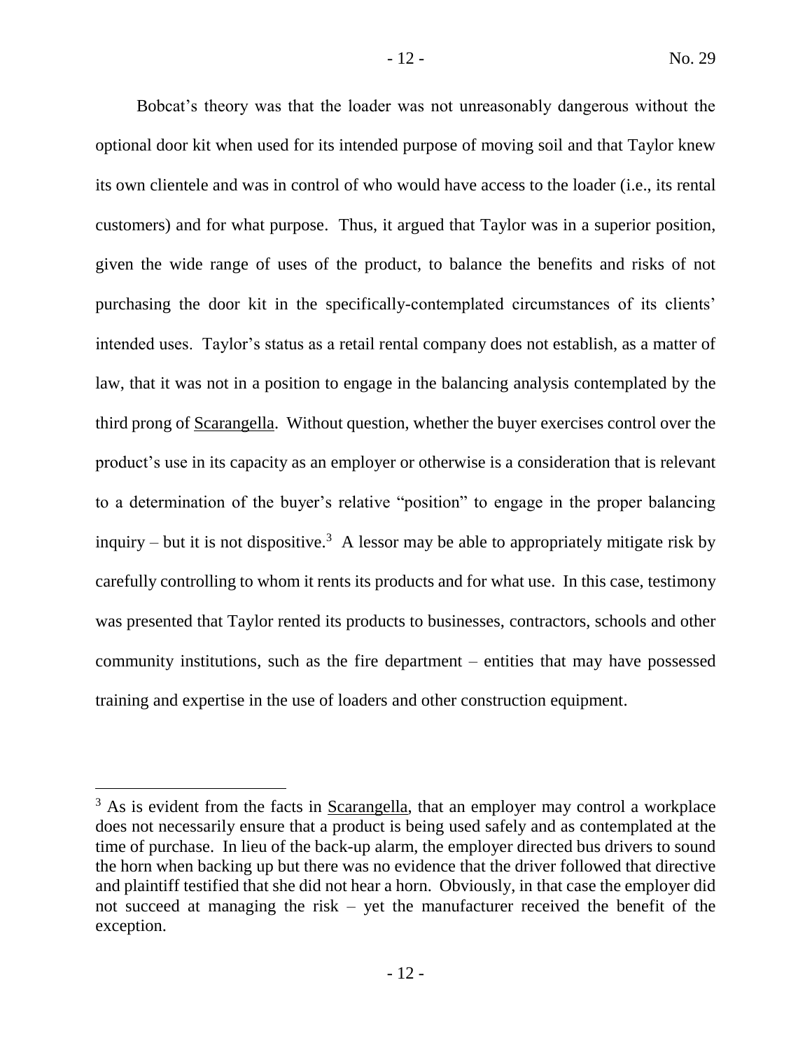Bobcat's theory was that the loader was not unreasonably dangerous without the optional door kit when used for its intended purpose of moving soil and that Taylor knew its own clientele and was in control of who would have access to the loader (i.e., its rental customers) and for what purpose. Thus, it argued that Taylor was in a superior position, given the wide range of uses of the product, to balance the benefits and risks of not purchasing the door kit in the specifically-contemplated circumstances of its clients' intended uses. Taylor's status as a retail rental company does not establish, as a matter of law, that it was not in a position to engage in the balancing analysis contemplated by the third prong of Scarangella. Without question, whether the buyer exercises control over the product's use in its capacity as an employer or otherwise is a consideration that is relevant to a determination of the buyer's relative "position" to engage in the proper balancing inquiry – but it is not dispositive.[3] A lessor may be able to appropriately mitigate risk by carefully controlling to whom it rents its products and for what use. In this case, testimony was presented that Taylor rented its products to businesses, contractors, schools and other community institutions, such as the fire department – entities that may have possessed training and expertise in the use of loaders and other construction equipment.

---

[3] As is evident from the facts in Scarangella, that an employer may control a workplace does not necessarily ensure that a product is being used safely and as contemplated at the time of purchase. In lieu of the back-up alarm, the employer directed bus drivers to sound the horn when backing up but there was no evidence that the driver followed that directive and plaintiff testified that she did not hear a horn. Obviously, in that case the employer did not succeed at managing the risk – yet the manufacturer received the benefit of the exception.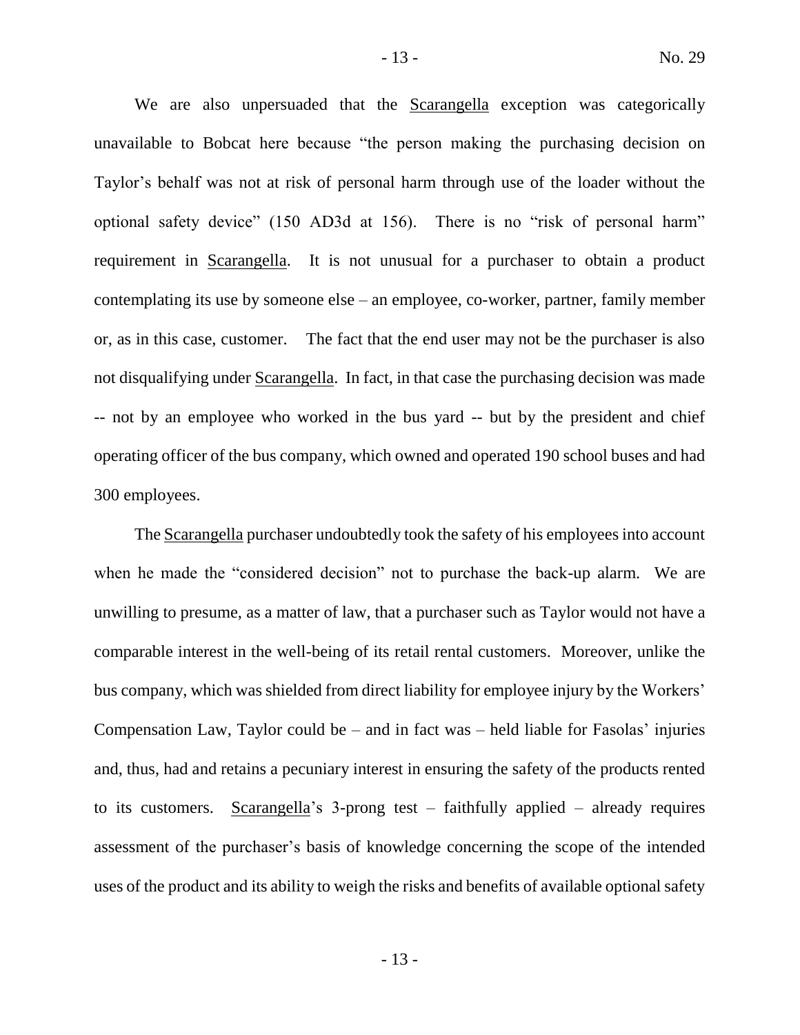We are also unpersuaded that the Scarangella exception was categorically unavailable to Bobcat here because "the person making the purchasing decision on Taylor's behalf was not at risk of personal harm through use of the loader without the optional safety device" (150 AD3d at 156). There is no "risk of personal harm" requirement in Scarangella. It is not unusual for a purchaser to obtain a product contemplating its use by someone else – an employee, co-worker, partner, family member or, as in this case, customer. The fact that the end user may not be the purchaser is also not disqualifying under Scarangella. In fact, in that case the purchasing decision was made -- not by an employee who worked in the bus yard -- but by the president and chief operating officer of the bus company, which owned and operated 190 school buses and had 300 employees.

The Scarangella purchaser undoubtedly took the safety of his employees into account when he made the "considered decision" not to purchase the back-up alarm. We are unwilling to presume, as a matter of law, that a purchaser such as Taylor would not have a comparable interest in the well-being of its retail rental customers. Moreover, unlike the bus company, which was shielded from direct liability for employee injury by the Workers' Compensation Law, Taylor could be – and in fact was – held liable for Fasolas' injuries and, thus, had and retains a pecuniary interest in ensuring the safety of the products rented to its customers. Scarangella's 3-prong test – faithfully applied – already requires assessment of the purchaser's basis of knowledge concerning the scope of the intended uses of the product and its ability to weigh the risks and benefits of available optional safety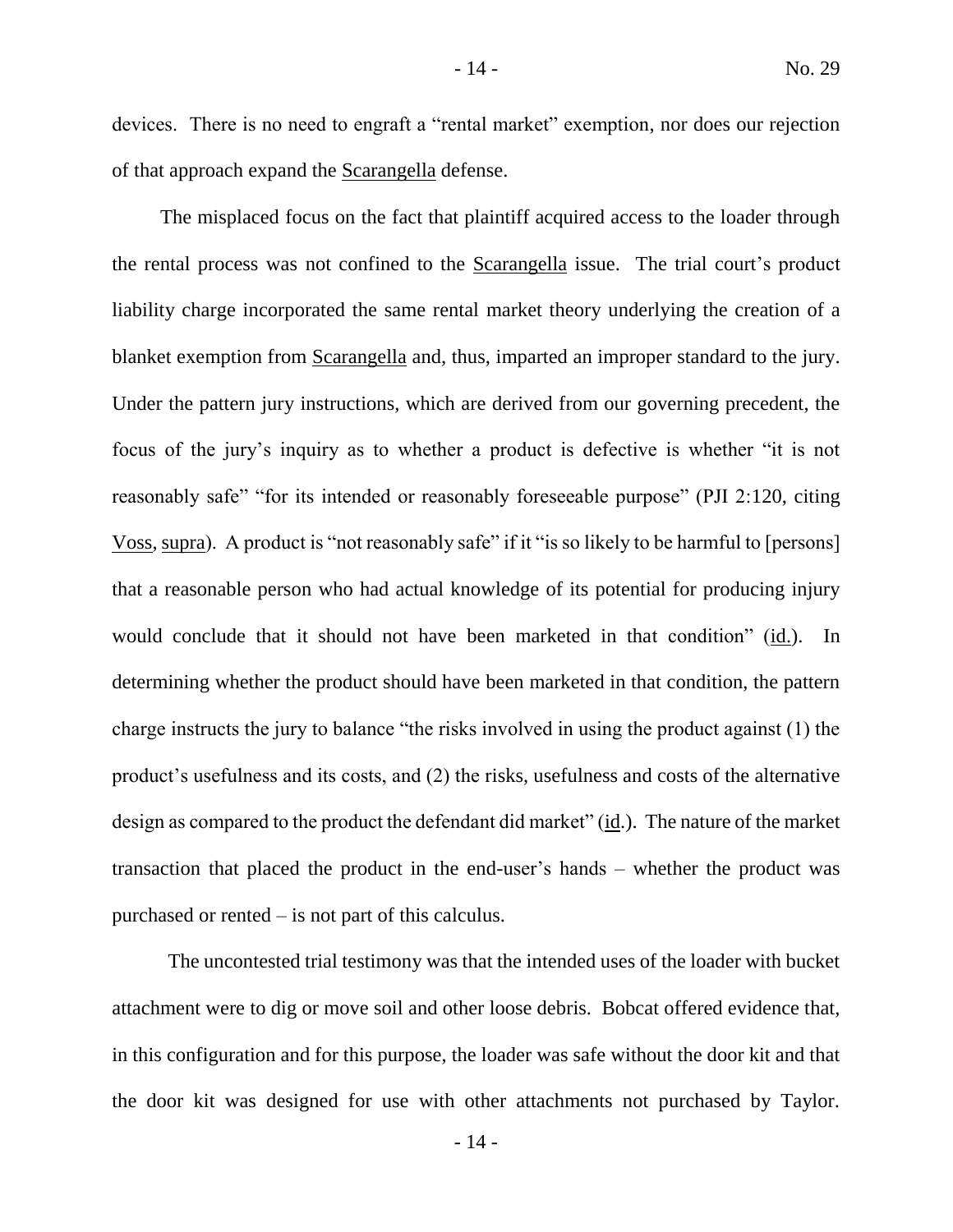devices. There is no need to engraft a "rental market" exemption, nor does our rejection of that approach expand the Scarangella defense.

The misplaced focus on the fact that plaintiff acquired access to the loader through the rental process was not confined to the Scarangella issue. The trial court's product liability charge incorporated the same rental market theory underlying the creation of a blanket exemption from Scarangella and, thus, imparted an improper standard to the jury. Under the pattern jury instructions, which are derived from our governing precedent, the focus of the jury's inquiry as to whether a product is defective is whether "it is not reasonably safe" "for its intended or reasonably foreseeable purpose" (PJI 2:120, citing Voss, supra). A product is "not reasonably safe" if it "is so likely to be harmful to [persons] that a reasonable person who had actual knowledge of its potential for producing injury would conclude that it should not have been marketed in that condition" (id.). In determining whether the product should have been marketed in that condition, the pattern charge instructs the jury to balance "the risks involved in using the product against (1) the product's usefulness and its costs, and (2) the risks, usefulness and costs of the alternative design as compared to the product the defendant did market" (id.). The nature of the market transaction that placed the product in the end-user's hands – whether the product was purchased or rented – is not part of this calculus.

The uncontested trial testimony was that the intended uses of the loader with bucket attachment were to dig or move soil and other loose debris. Bobcat offered evidence that, in this configuration and for this purpose, the loader was safe without the door kit and that the door kit was designed for use with other attachments not purchased by Taylor.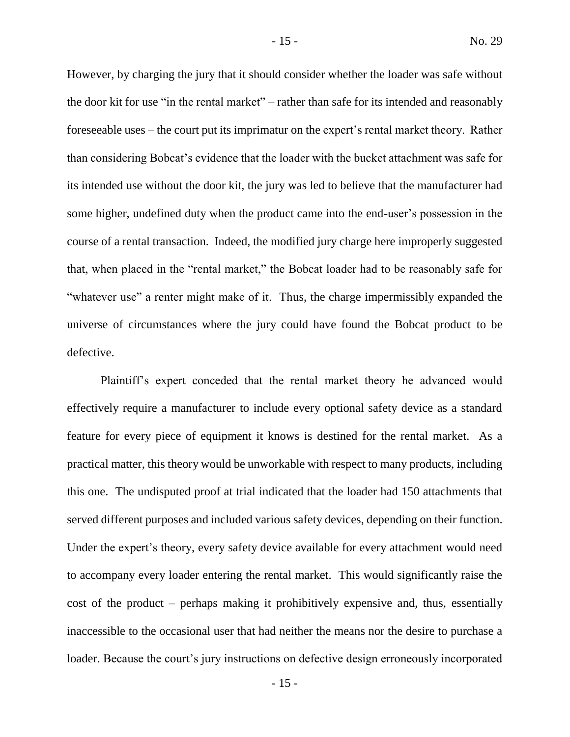However, by charging the jury that it should consider whether the loader was safe without the door kit for use "in the rental market" – rather than safe for its intended and reasonably foreseeable uses – the court put its imprimatur on the expert's rental market theory. Rather than considering Bobcat's evidence that the loader with the bucket attachment was safe for its intended use without the door kit, the jury was led to believe that the manufacturer had some higher, undefined duty when the product came into the end-user's possession in the course of a rental transaction. Indeed, the modified jury charge here improperly suggested that, when placed in the "rental market," the Bobcat loader had to be reasonably safe for "whatever use" a renter might make of it. Thus, the charge impermissibly expanded the universe of circumstances where the jury could have found the Bobcat product to be defective.

Plaintiff's expert conceded that the rental market theory he advanced would effectively require a manufacturer to include every optional safety device as a standard feature for every piece of equipment it knows is destined for the rental market. As a practical matter, this theory would be unworkable with respect to many products, including this one. The undisputed proof at trial indicated that the loader had 150 attachments that served different purposes and included various safety devices, depending on their function. Under the expert's theory, every safety device available for every attachment would need to accompany every loader entering the rental market. This would significantly raise the cost of the product – perhaps making it prohibitively expensive and, thus, essentially inaccessible to the occasional user that had neither the means nor the desire to purchase a loader. Because the court's jury instructions on defective design erroneously incorporated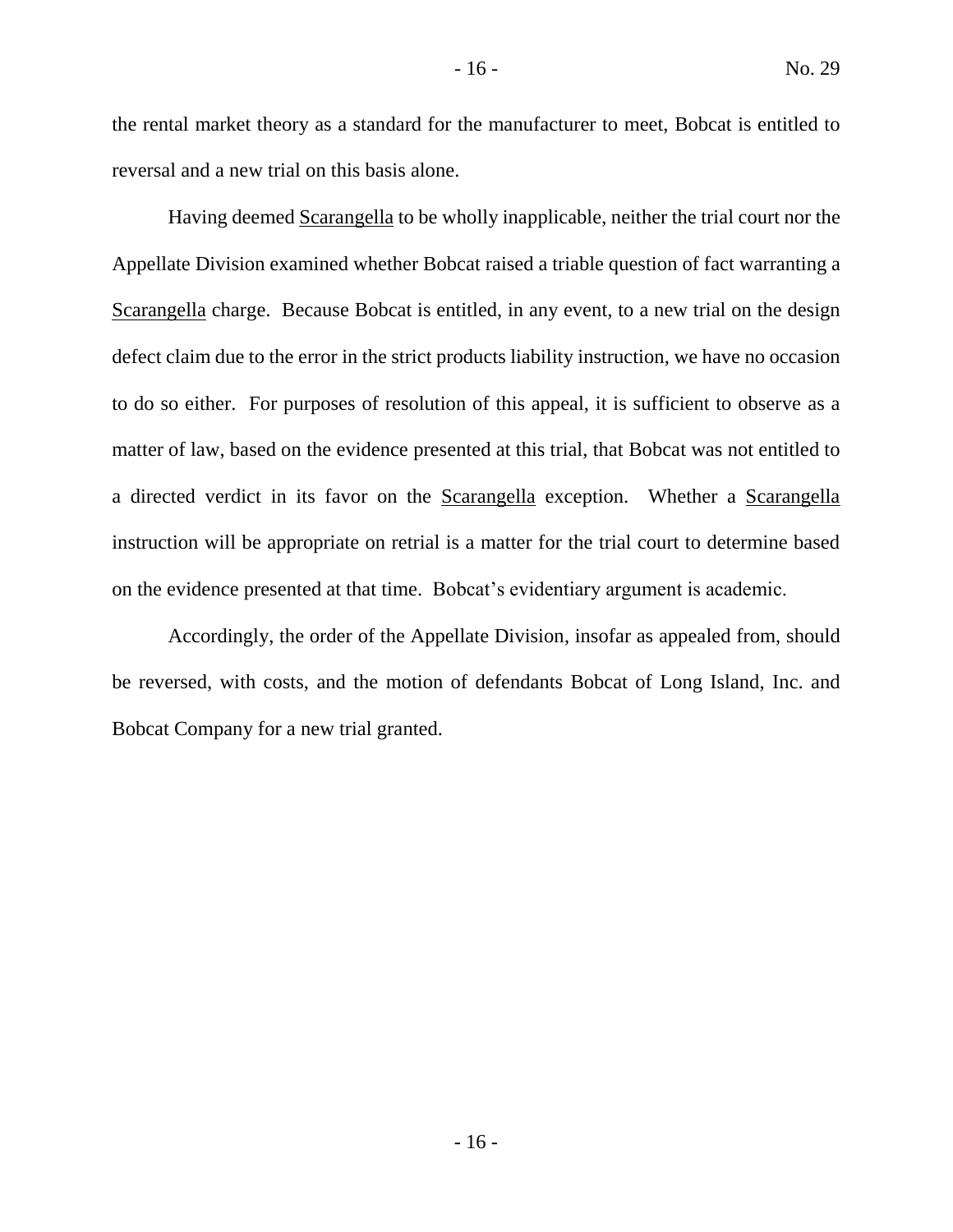the rental market theory as a standard for the manufacturer to meet, Bobcat is entitled to reversal and a new trial on this basis alone.

Having deemed Scarangella to be wholly inapplicable, neither the trial court nor the Appellate Division examined whether Bobcat raised a triable question of fact warranting a Scarangella charge. Because Bobcat is entitled, in any event, to a new trial on the design defect claim due to the error in the strict products liability instruction, we have no occasion to do so either. For purposes of resolution of this appeal, it is sufficient to observe as a matter of law, based on the evidence presented at this trial, that Bobcat was not entitled to a directed verdict in its favor on the Scarangella exception. Whether a Scarangella instruction will be appropriate on retrial is a matter for the trial court to determine based on the evidence presented at that time. Bobcat's evidentiary argument is academic.

Accordingly, the order of the Appellate Division, insofar as appealed from, should be reversed, with costs, and the motion of defendants Bobcat of Long Island, Inc. and Bobcat Company for a new trial granted.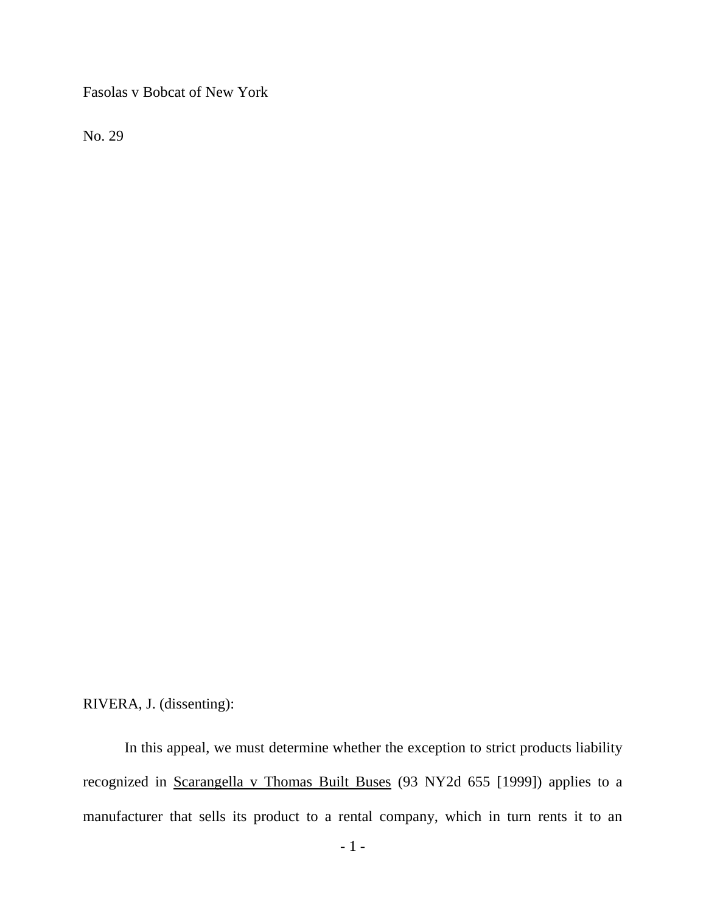Fasolas v Bobcat of New York

No. 29

RIVERA, J. (dissenting):

In this appeal, we must determine whether the exception to strict products liability recognized in Scarangella v Thomas Built Buses (93 NY2d 655 [1999]) applies to a manufacturer that sells its product to a rental company, which in turn rents it to an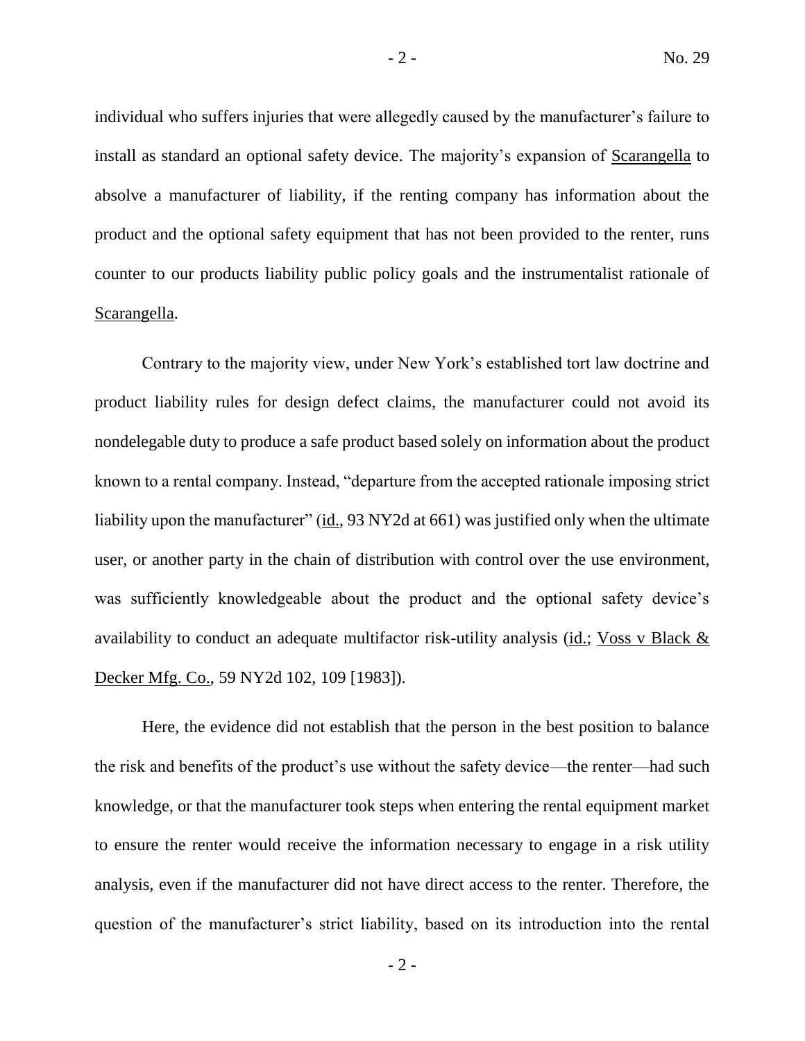individual who suffers injuries that were allegedly caused by the manufacturer's failure to install as standard an optional safety device. The majority's expansion of Scarangella to absolve a manufacturer of liability, if the renting company has information about the product and the optional safety equipment that has not been provided to the renter, runs counter to our products liability public policy goals and the instrumentalist rationale of Scarangella.

Contrary to the majority view, under New York's established tort law doctrine and product liability rules for design defect claims, the manufacturer could not avoid its nondelegable duty to produce a safe product based solely on information about the product known to a rental company. Instead, "departure from the accepted rationale imposing strict liability upon the manufacturer" (id., 93 NY2d at 661) was justified only when the ultimate user, or another party in the chain of distribution with control over the use environment, was sufficiently knowledgeable about the product and the optional safety device's availability to conduct an adequate multifactor risk-utility analysis (id.; Voss v Black & Decker Mfg. Co., 59 NY2d 102, 109 [1983]).

Here, the evidence did not establish that the person in the best position to balance the risk and benefits of the product's use without the safety device—the renter—had such knowledge, or that the manufacturer took steps when entering the rental equipment market to ensure the renter would receive the information necessary to engage in a risk utility analysis, even if the manufacturer did not have direct access to the renter. Therefore, the question of the manufacturer's strict liability, based on its introduction into the rental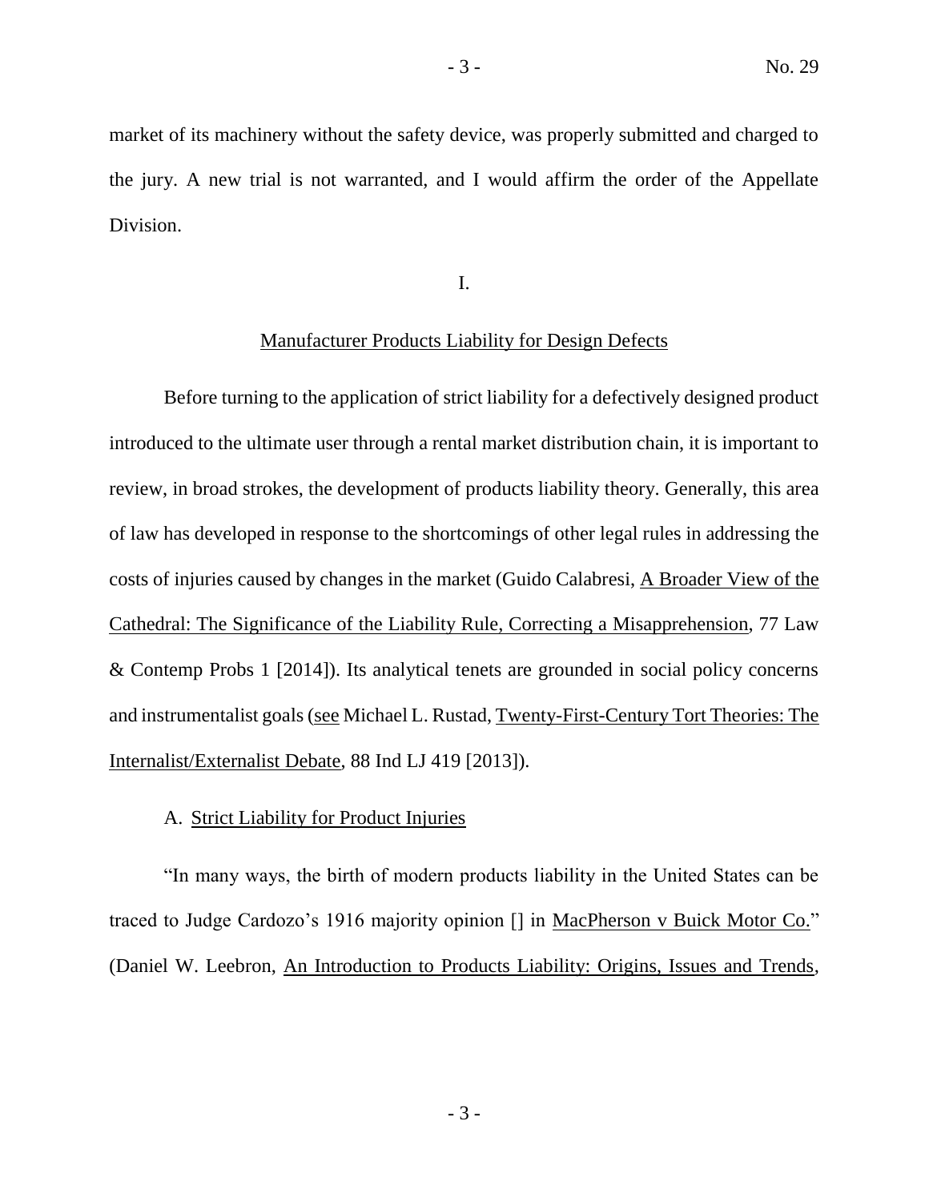market of its machinery without the safety device, was properly submitted and charged to the jury. A new trial is not warranted, and I would affirm the order of the Appellate Division.

## I.

## Manufacturer Products Liability for Design Defects

Before turning to the application of strict liability for a defectively designed product introduced to the ultimate user through a rental market distribution chain, it is important to review, in broad strokes, the development of products liability theory. Generally, this area of law has developed in response to the shortcomings of other legal rules in addressing the costs of injuries caused by changes in the market (Guido Calabresi, A Broader View of the Cathedral: The Significance of the Liability Rule, Correcting a Misapprehension, 77 Law & Contemp Probs 1 [2014]). Its analytical tenets are grounded in social policy concerns and instrumentalist goals (see Michael L. Rustad, Twenty-First-Century Tort Theories: The Internalist/Externalist Debate, 88 Ind LJ 419 [2013]).

### A. Strict Liability for Product Injuries

"In many ways, the birth of modern products liability in the United States can be traced to Judge Cardozo's 1916 majority opinion [] in MacPherson v Buick Motor Co." (Daniel W. Leebron, An Introduction to Products Liability: Origins, Issues and Trends,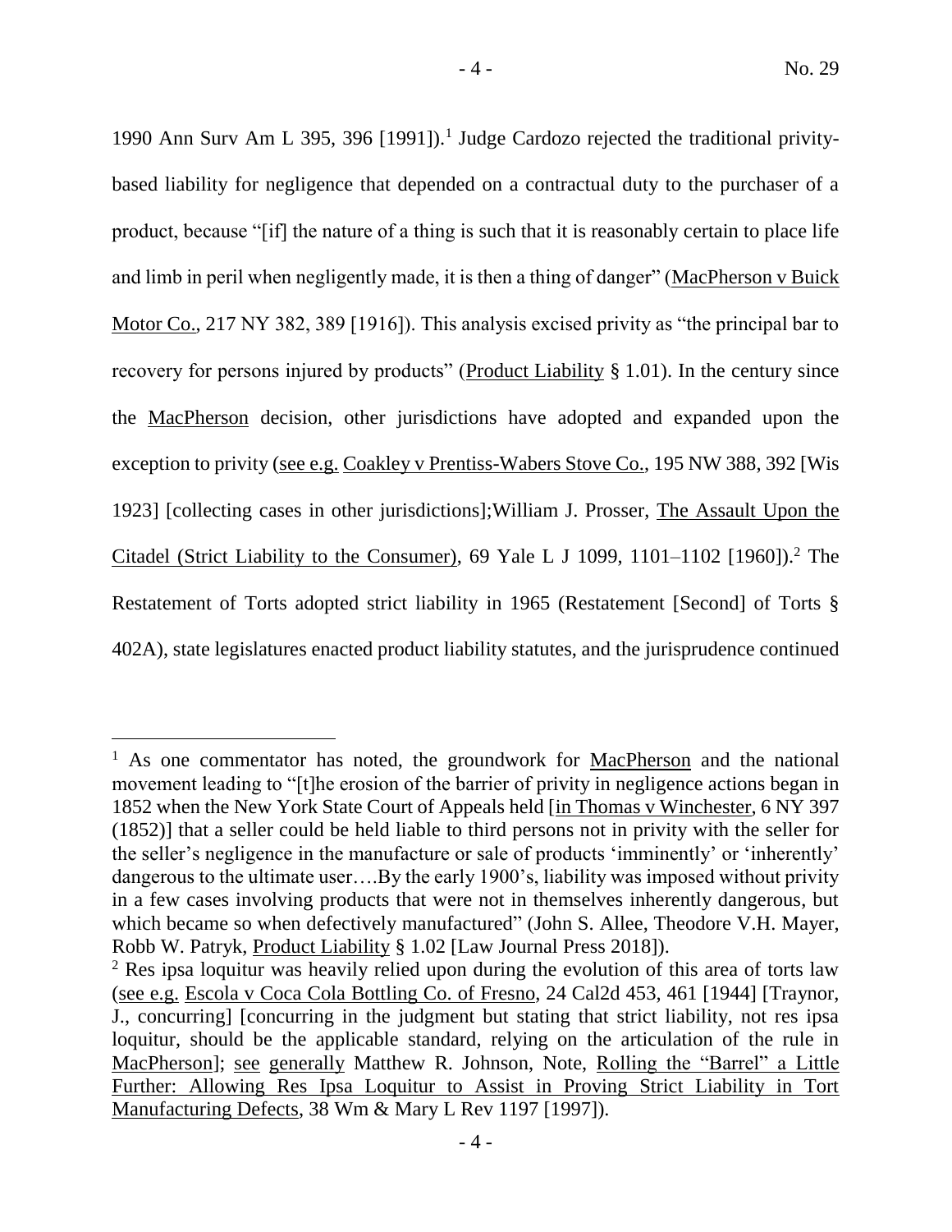1990 Ann Surv Am L 395, 396 [1991]).[1] Judge Cardozo rejected the traditional privity-based liability for negligence that depended on a contractual duty to the purchaser of a product, because "[if] the nature of a thing is such that it is reasonably certain to place life and limb in peril when negligently made, it is then a thing of danger" (MacPherson v Buick Motor Co., 217 NY 382, 389 [1916]). This analysis excised privity as "the principal bar to recovery for persons injured by products" (Product Liability § 1.01). In the century since the MacPherson decision, other jurisdictions have adopted and expanded upon the exception to privity (see e.g. Coakley v Prentiss-Wabers Stove Co., 195 NW 388, 392 [Wis 1923] [collecting cases in other jurisdictions];William J. Prosser, The Assault Upon the Citadel (Strict Liability to the Consumer), 69 Yale L J 1099, 1101–1102 [1960]).[2] The Restatement of Torts adopted strict liability in 1965 (Restatement [Second] of Torts § 402A), state legislatures enacted product liability statutes, and the jurisprudence continued

---

[1] As one commentator has noted, the groundwork for MacPherson and the national movement leading to "[t]he erosion of the barrier of privity in negligence actions began in 1852 when the New York State Court of Appeals held [in Thomas v Winchester, 6 NY 397 (1852)] that a seller could be held liable to third persons not in privity with the seller for the seller's negligence in the manufacture or sale of products 'imminently' or 'inherently' dangerous to the ultimate user….By the early 1900's, liability was imposed without privity in a few cases involving products that were not in themselves inherently dangerous, but which became so when defectively manufactured" (John S. Allee, Theodore V.H. Mayer, Robb W. Patryk, Product Liability § 1.02 [Law Journal Press 2018]).

[2] Res ipsa loquitur was heavily relied upon during the evolution of this area of torts law (see e.g. Escola v Coca Cola Bottling Co. of Fresno, 24 Cal2d 453, 461 [1944] [Traynor, J., concurring] [concurring in the judgment but stating that strict liability, not res ipsa loquitur, should be the applicable standard, relying on the articulation of the rule in MacPherson]; see generally Matthew R. Johnson, Note, Rolling the "Barrel" a Little Further: Allowing Res Ipsa Loquitur to Assist in Proving Strict Liability in Tort Manufacturing Defects, 38 Wm & Mary L Rev 1197 [1997]).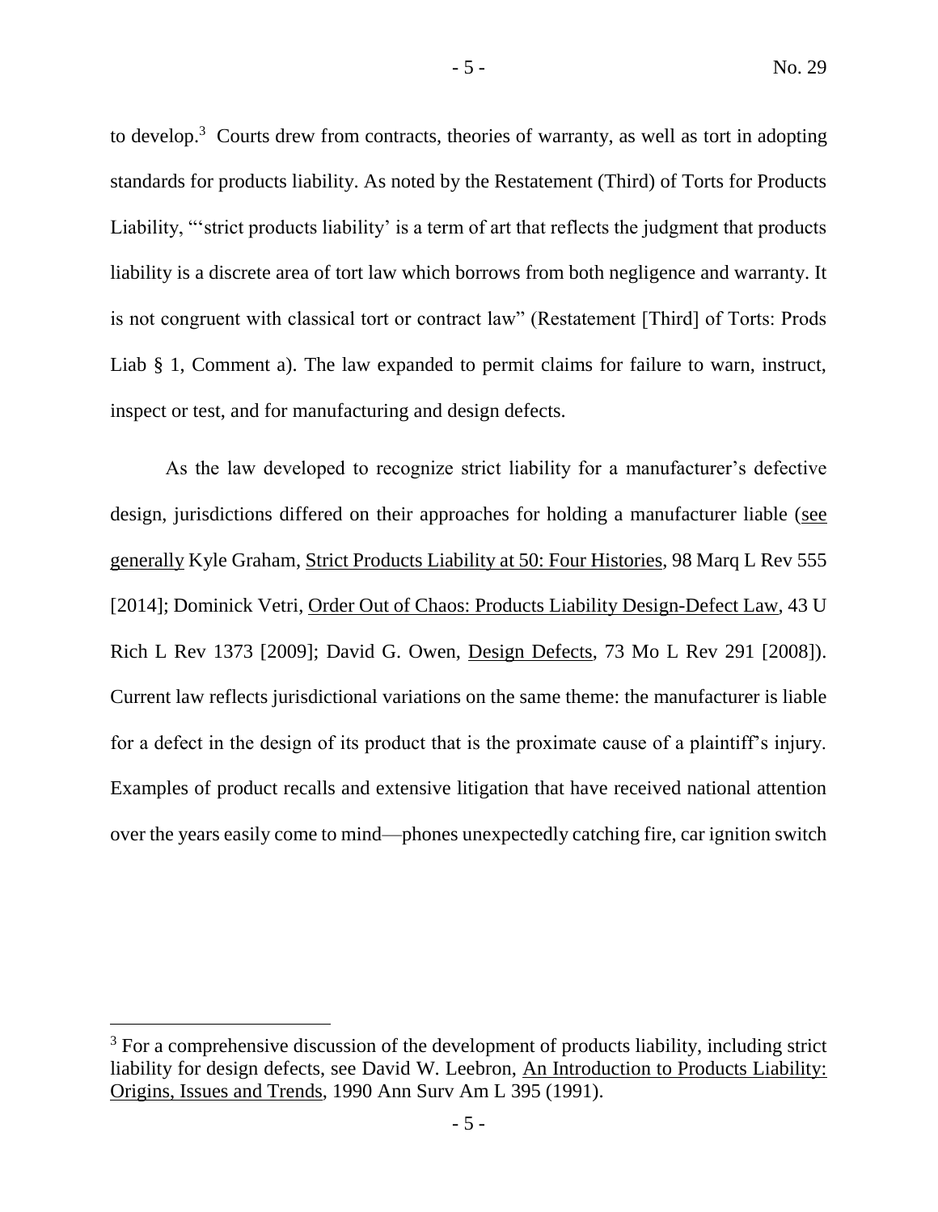to develop.[3] Courts drew from contracts, theories of warranty, as well as tort in adopting standards for products liability. As noted by the Restatement (Third) of Torts for Products Liability, "'strict products liability' is a term of art that reflects the judgment that products liability is a discrete area of tort law which borrows from both negligence and warranty. It is not congruent with classical tort or contract law" (Restatement [Third] of Torts: Prods Liab § 1, Comment a). The law expanded to permit claims for failure to warn, instruct, inspect or test, and for manufacturing and design defects.

As the law developed to recognize strict liability for a manufacturer's defective design, jurisdictions differed on their approaches for holding a manufacturer liable (see generally Kyle Graham, Strict Products Liability at 50: Four Histories, 98 Marq L Rev 555 [2014]; Dominick Vetri, Order Out of Chaos: Products Liability Design-Defect Law, 43 U Rich L Rev 1373 [2009]; David G. Owen, Design Defects, 73 Mo L Rev 291 [2008]). Current law reflects jurisdictional variations on the same theme: the manufacturer is liable for a defect in the design of its product that is the proximate cause of a plaintiff's injury. Examples of product recalls and extensive litigation that have received national attention over the years easily come to mind—phones unexpectedly catching fire, car ignition switch

[3] For a comprehensive discussion of the development of products liability, including strict liability for design defects, see David W. Leebron, An Introduction to Products Liability: Origins, Issues and Trends, 1990 Ann Surv Am L 395 (1991).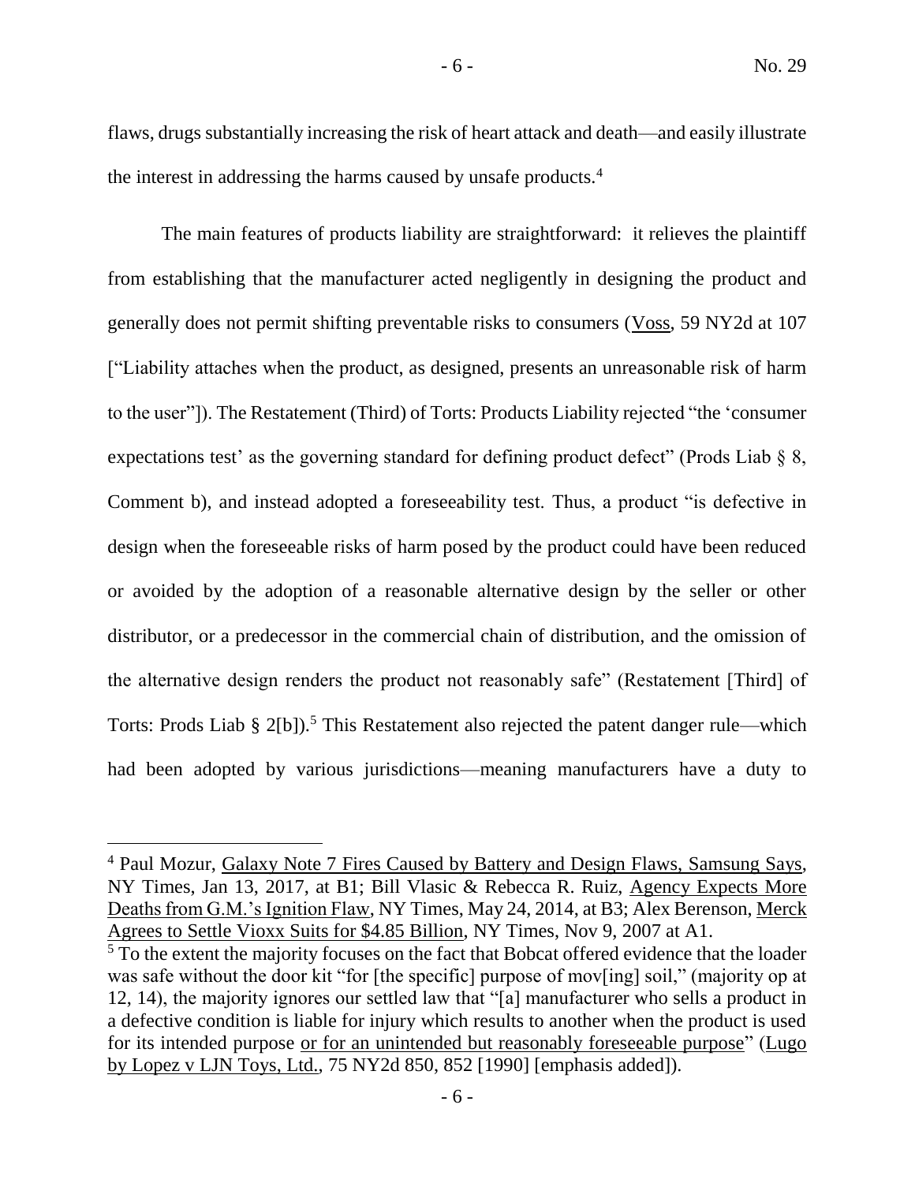flaws, drugs substantially increasing the risk of heart attack and death—and easily illustrate the interest in addressing the harms caused by unsafe products.[4]

The main features of products liability are straightforward: it relieves the plaintiff from establishing that the manufacturer acted negligently in designing the product and generally does not permit shifting preventable risks to consumers (Voss, 59 NY2d at 107 ["Liability attaches when the product, as designed, presents an unreasonable risk of harm to the user"]). The Restatement (Third) of Torts: Products Liability rejected "the 'consumer expectations test' as the governing standard for defining product defect" (Prods Liab § 8, Comment b), and instead adopted a foreseeability test. Thus, a product "is defective in design when the foreseeable risks of harm posed by the product could have been reduced or avoided by the adoption of a reasonable alternative design by the seller or other distributor, or a predecessor in the commercial chain of distribution, and the omission of the alternative design renders the product not reasonably safe" (Restatement [Third] of Torts: Prods Liab § 2[b]).[5] This Restatement also rejected the patent danger rule—which had been adopted by various jurisdictions—meaning manufacturers have a duty to

---

[4] Paul Mozur, Galaxy Note 7 Fires Caused by Battery and Design Flaws, Samsung Says, NY Times, Jan 13, 2017, at B1; Bill Vlasic & Rebecca R. Ruiz, Agency Expects More Deaths from G.M.'s Ignition Flaw, NY Times, May 24, 2014, at B3; Alex Berenson, Merck Agrees to Settle Vioxx Suits for $4.85 Billion, NY Times, Nov 9, 2007 at A1.

[5] To the extent the majority focuses on the fact that Bobcat offered evidence that the loader was safe without the door kit "for [the specific] purpose of mov[ing] soil," (majority op at 12, 14), the majority ignores our settled law that "[a] manufacturer who sells a product in a defective condition is liable for injury which results to another when the product is used for its intended purpose or for an unintended but reasonably foreseeable purpose" (Lugo by Lopez v LJN Toys, Ltd., 75 NY2d 850, 852 [1990] [emphasis added]).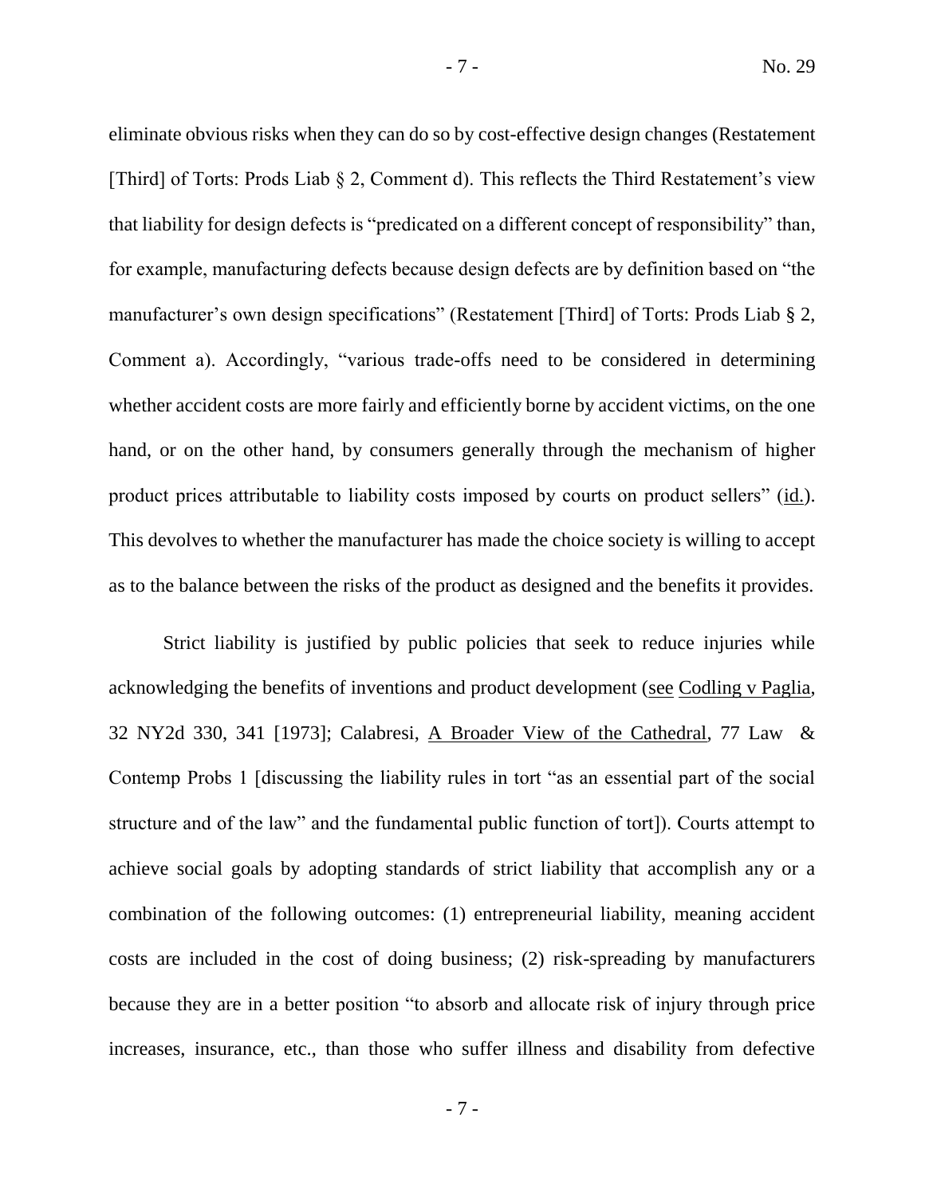eliminate obvious risks when they can do so by cost-effective design changes (Restatement [Third] of Torts: Prods Liab § 2, Comment d). This reflects the Third Restatement's view that liability for design defects is "predicated on a different concept of responsibility" than, for example, manufacturing defects because design defects are by definition based on "the manufacturer's own design specifications" (Restatement [Third] of Torts: Prods Liab § 2, Comment a). Accordingly, "various trade-offs need to be considered in determining whether accident costs are more fairly and efficiently borne by accident victims, on the one hand, or on the other hand, by consumers generally through the mechanism of higher product prices attributable to liability costs imposed by courts on product sellers" (id.). This devolves to whether the manufacturer has made the choice society is willing to accept as to the balance between the risks of the product as designed and the benefits it provides.

Strict liability is justified by public policies that seek to reduce injuries while acknowledging the benefits of inventions and product development (see Codling v Paglia, 32 NY2d 330, 341 [1973]; Calabresi, A Broader View of the Cathedral, 77 Law & Contemp Probs 1 [discussing the liability rules in tort "as an essential part of the social structure and of the law" and the fundamental public function of tort]). Courts attempt to achieve social goals by adopting standards of strict liability that accomplish any or a combination of the following outcomes: (1) entrepreneurial liability, meaning accident costs are included in the cost of doing business; (2) risk-spreading by manufacturers because they are in a better position "to absorb and allocate risk of injury through price increases, insurance, etc., than those who suffer illness and disability from defective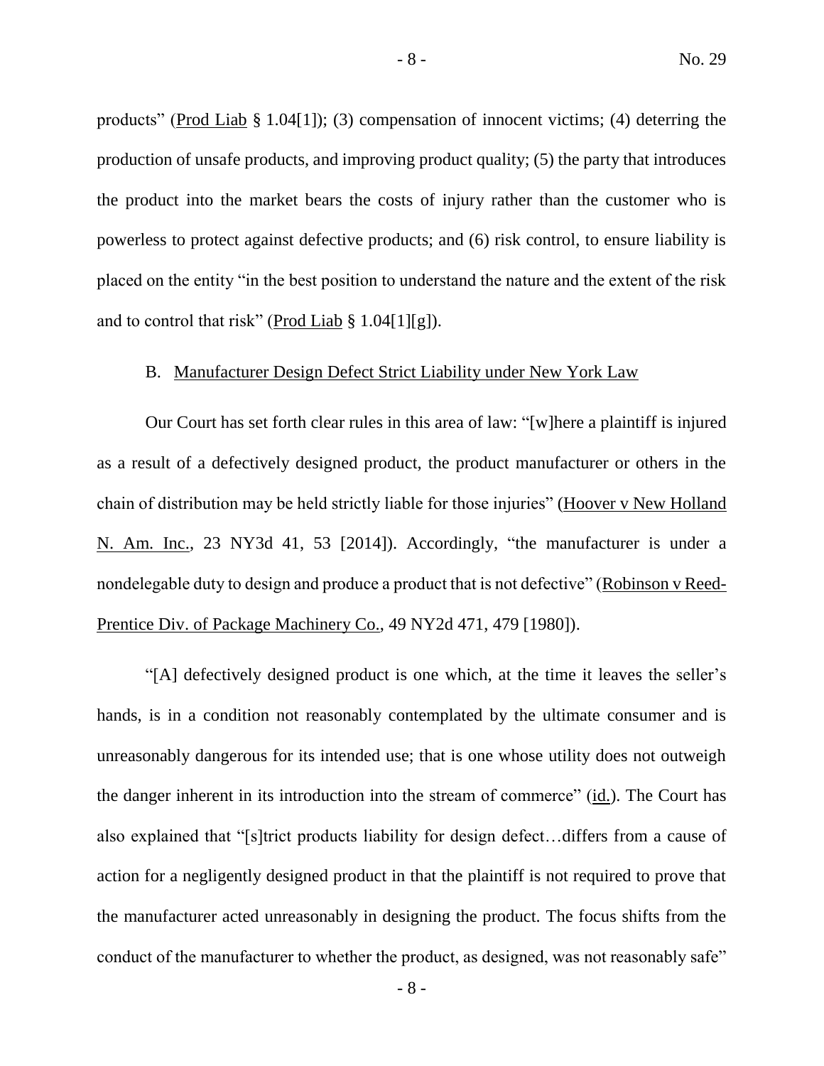products" (Prod Liab § 1.04[1]); (3) compensation of innocent victims; (4) deterring the production of unsafe products, and improving product quality; (5) the party that introduces the product into the market bears the costs of injury rather than the customer who is powerless to protect against defective products; and (6) risk control, to ensure liability is placed on the entity "in the best position to understand the nature and the extent of the risk and to control that risk" (Prod Liab § 1.04[1][g]).

B. Manufacturer Design Defect Strict Liability under New York Law

Our Court has set forth clear rules in this area of law: "[w]here a plaintiff is injured as a result of a defectively designed product, the product manufacturer or others in the chain of distribution may be held strictly liable for those injuries" (Hoover v New Holland N. Am. Inc., 23 NY3d 41, 53 [2014]). Accordingly, "the manufacturer is under a nondelegable duty to design and produce a product that is not defective" (Robinson v Reed-Prentice Div. of Package Machinery Co., 49 NY2d 471, 479 [1980]).

"[A] defectively designed product is one which, at the time it leaves the seller's hands, is in a condition not reasonably contemplated by the ultimate consumer and is unreasonably dangerous for its intended use; that is one whose utility does not outweigh the danger inherent in its introduction into the stream of commerce" (id.). The Court has also explained that "[s]trict products liability for design defect…differs from a cause of action for a negligently designed product in that the plaintiff is not required to prove that the manufacturer acted unreasonably in designing the product. The focus shifts from the conduct of the manufacturer to whether the product, as designed, was not reasonably safe"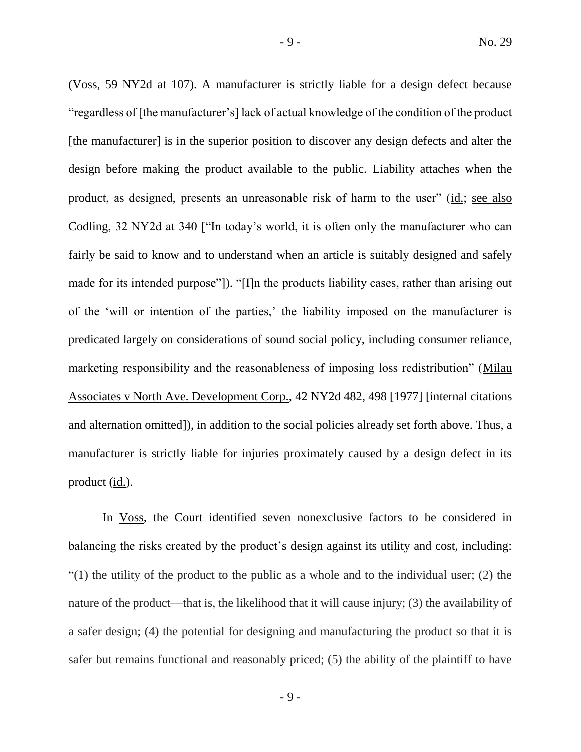(Voss, 59 NY2d at 107). A manufacturer is strictly liable for a design defect because "regardless of [the manufacturer's] lack of actual knowledge of the condition of the product [the manufacturer] is in the superior position to discover any design defects and alter the design before making the product available to the public. Liability attaches when the product, as designed, presents an unreasonable risk of harm to the user" (id.; see also Codling, 32 NY2d at 340 ["In today's world, it is often only the manufacturer who can fairly be said to know and to understand when an article is suitably designed and safely made for its intended purpose"]). "[I]n the products liability cases, rather than arising out of the 'will or intention of the parties,' the liability imposed on the manufacturer is predicated largely on considerations of sound social policy, including consumer reliance, marketing responsibility and the reasonableness of imposing loss redistribution" (Milau Associates v North Ave. Development Corp., 42 NY2d 482, 498 [1977] [internal citations and alternation omitted]), in addition to the social policies already set forth above. Thus, a manufacturer is strictly liable for injuries proximately caused by a design defect in its product (id.).

In Voss, the Court identified seven nonexclusive factors to be considered in balancing the risks created by the product's design against its utility and cost, including: "(1) the utility of the product to the public as a whole and to the individual user; (2) the nature of the product—that is, the likelihood that it will cause injury; (3) the availability of a safer design; (4) the potential for designing and manufacturing the product so that it is safer but remains functional and reasonably priced; (5) the ability of the plaintiff to have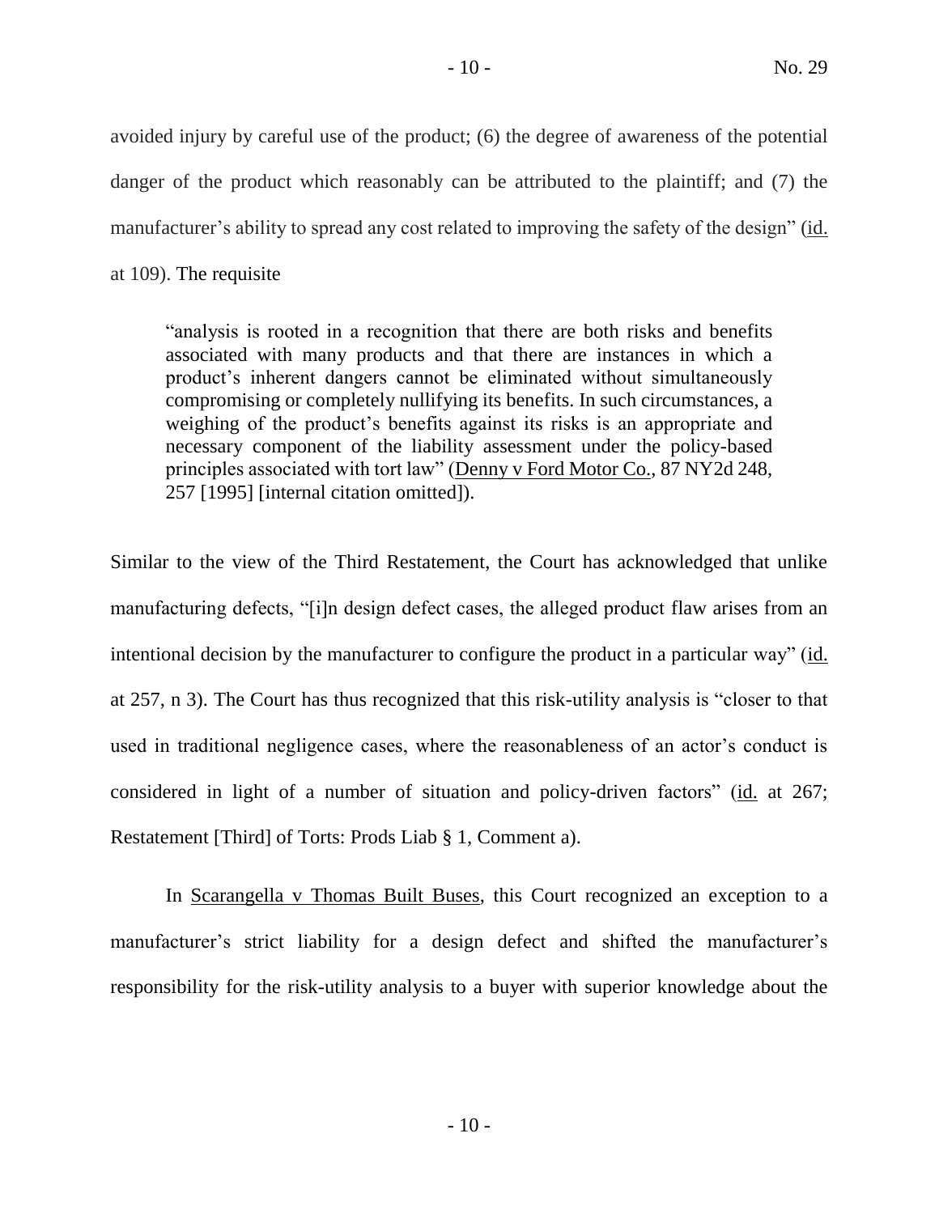avoided injury by careful use of the product; (6) the degree of awareness of the potential danger of the product which reasonably can be attributed to the plaintiff; and (7) the manufacturer's ability to spread any cost related to improving the safety of the design" (id. at 109). The requisite

> "analysis is rooted in a recognition that there are both risks and benefits associated with many products and that there are instances in which a product's inherent dangers cannot be eliminated without simultaneously compromising or completely nullifying its benefits. In such circumstances, a weighing of the product's benefits against its risks is an appropriate and necessary component of the liability assessment under the policy-based principles associated with tort law" (Denny v Ford Motor Co., 87 NY2d 248, 257 [1995] [internal citation omitted]).

Similar to the view of the Third Restatement, the Court has acknowledged that unlike manufacturing defects, "[i]n design defect cases, the alleged product flaw arises from an intentional decision by the manufacturer to configure the product in a particular way" (id. at 257, n 3). The Court has thus recognized that this risk-utility analysis is "closer to that used in traditional negligence cases, where the reasonableness of an actor's conduct is considered in light of a number of situation and policy-driven factors" (id. at 267; Restatement [Third] of Torts: Prods Liab § 1, Comment a).

In Scarangella v Thomas Built Buses, this Court recognized an exception to a manufacturer's strict liability for a design defect and shifted the manufacturer's responsibility for the risk-utility analysis to a buyer with superior knowledge about the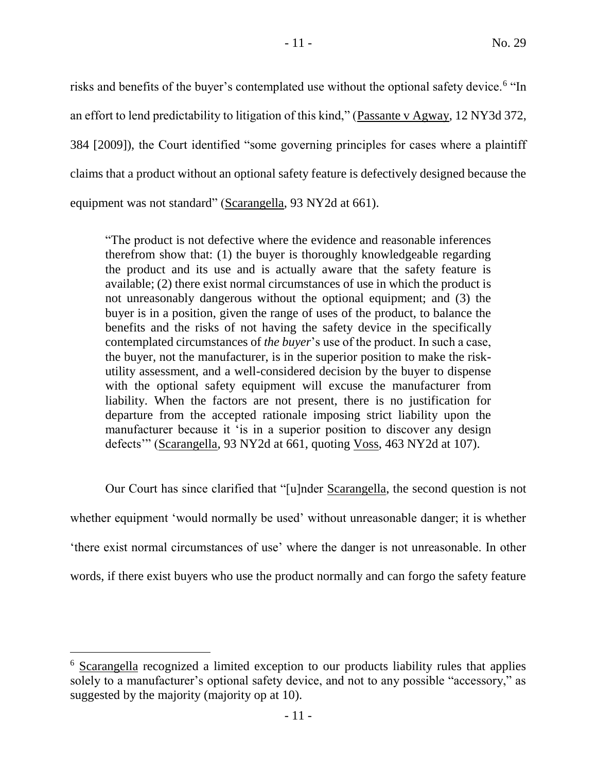risks and benefits of the buyer's contemplated use without the optional safety device.[6] "In an effort to lend predictability to litigation of this kind," (Passante v Agway, 12 NY3d 372, 384 [2009]), the Court identified "some governing principles for cases where a plaintiff claims that a product without an optional safety feature is defectively designed because the equipment was not standard" (Scarangella, 93 NY2d at 661).

> "The product is not defective where the evidence and reasonable inferences therefrom show that: (1) the buyer is thoroughly knowledgeable regarding the product and its use and is actually aware that the safety feature is available; (2) there exist normal circumstances of use in which the product is not unreasonably dangerous without the optional equipment; and (3) the buyer is in a position, given the range of uses of the product, to balance the benefits and the risks of not having the safety device in the specifically contemplated circumstances of *the buyer*'s use of the product. In such a case, the buyer, not the manufacturer, is in the superior position to make the risk-utility assessment, and a well-considered decision by the buyer to dispense with the optional safety equipment will excuse the manufacturer from liability. When the factors are not present, there is no justification for departure from the accepted rationale imposing strict liability upon the manufacturer because it 'is in a superior position to discover any design defects'" (Scarangella, 93 NY2d at 661, quoting Voss, 463 NY2d at 107).

Our Court has since clarified that "[u]nder Scarangella, the second question is not whether equipment 'would normally be used' without unreasonable danger; it is whether 'there exist normal circumstances of use' where the danger is not unreasonable. In other words, if there exist buyers who use the product normally and can forgo the safety feature

[6] Scarangella recognized a limited exception to our products liability rules that applies solely to a manufacturer's optional safety device, and not to any possible "accessory," as suggested by the majority (majority op at 10).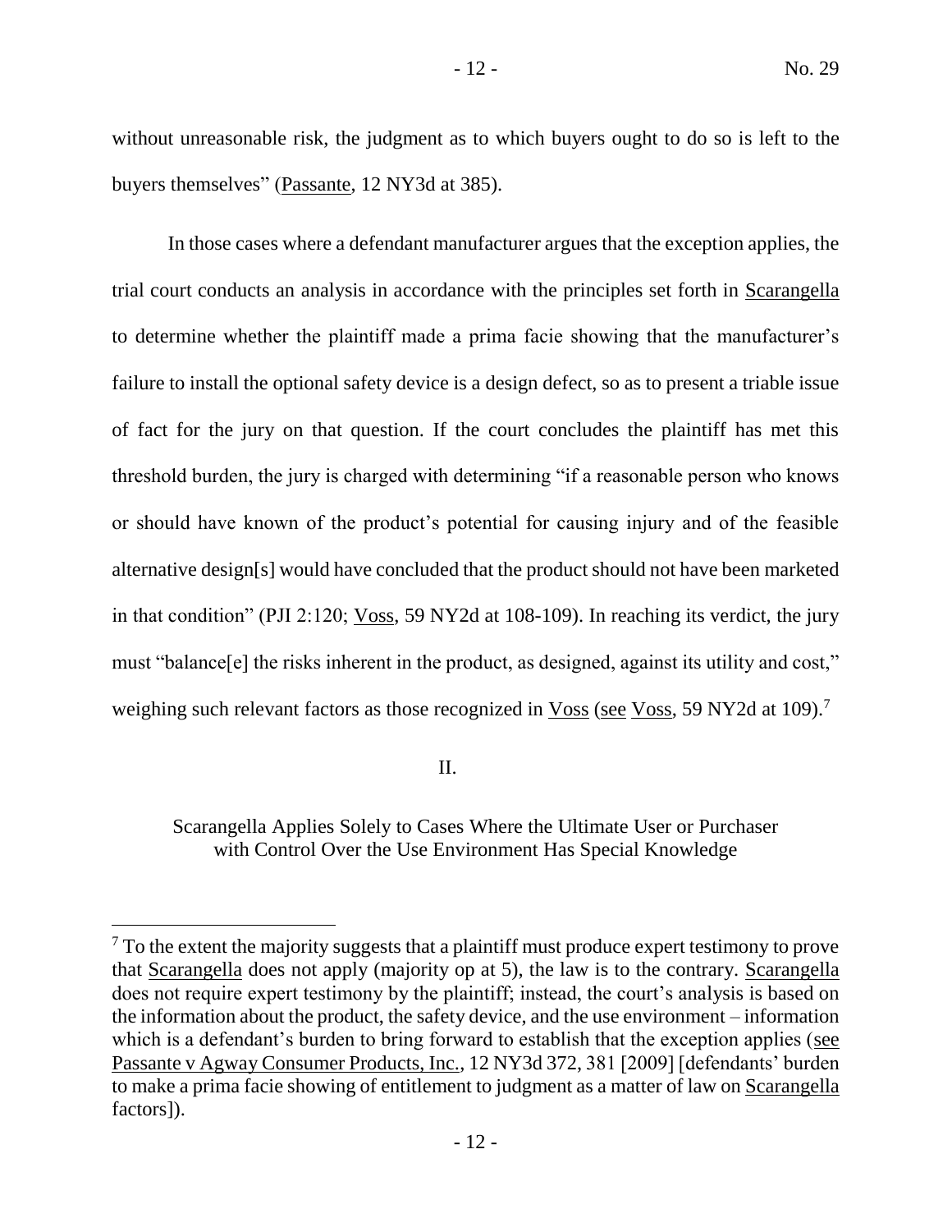without unreasonable risk, the judgment as to which buyers ought to do so is left to the buyers themselves" (Passante, 12 NY3d at 385).

In those cases where a defendant manufacturer argues that the exception applies, the trial court conducts an analysis in accordance with the principles set forth in Scarangella to determine whether the plaintiff made a prima facie showing that the manufacturer's failure to install the optional safety device is a design defect, so as to present a triable issue of fact for the jury on that question. If the court concludes the plaintiff has met this threshold burden, the jury is charged with determining "if a reasonable person who knows or should have known of the product's potential for causing injury and of the feasible alternative design[s] would have concluded that the product should not have been marketed in that condition" (PJI 2:120; Voss, 59 NY2d at 108-109). In reaching its verdict, the jury must "balance[e] the risks inherent in the product, as designed, against its utility and cost," weighing such relevant factors as those recognized in Voss (see Voss, 59 NY2d at 109).[7]

II.

Scarangella Applies Solely to Cases Where the Ultimate User or Purchaser with Control Over the Use Environment Has Special Knowledge

---

[7] To the extent the majority suggests that a plaintiff must produce expert testimony to prove that Scarangella does not apply (majority op at 5), the law is to the contrary. Scarangella does not require expert testimony by the plaintiff; instead, the court's analysis is based on the information about the product, the safety device, and the use environment – information which is a defendant's burden to bring forward to establish that the exception applies (see Passante v Agway Consumer Products, Inc., 12 NY3d 372, 381 [2009] [defendants' burden to make a prima facie showing of entitlement to judgment as a matter of law on Scarangella factors]).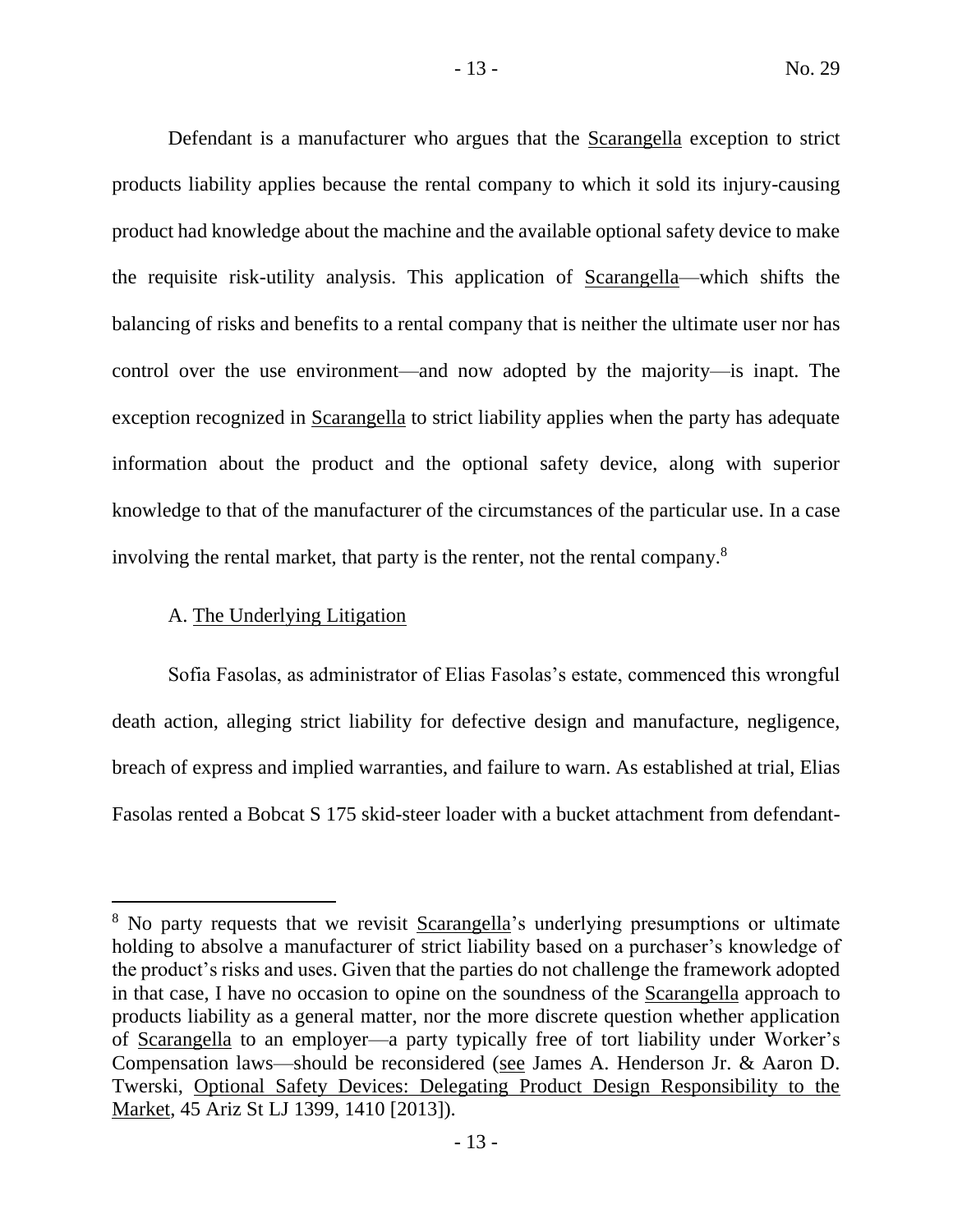Defendant is a manufacturer who argues that the Scarangella exception to strict products liability applies because the rental company to which it sold its injury-causing product had knowledge about the machine and the available optional safety device to make the requisite risk-utility analysis. This application of Scarangella—which shifts the balancing of risks and benefits to a rental company that is neither the ultimate user nor has control over the use environment—and now adopted by the majority—is inapt. The exception recognized in Scarangella to strict liability applies when the party has adequate information about the product and the optional safety device, along with superior knowledge to that of the manufacturer of the circumstances of the particular use. In a case involving the rental market, that party is the renter, not the rental company.[8]

A. The Underlying Litigation

Sofia Fasolas, as administrator of Elias Fasolas's estate, commenced this wrongful death action, alleging strict liability for defective design and manufacture, negligence, breach of express and implied warranties, and failure to warn. As established at trial, Elias Fasolas rented a Bobcat S 175 skid-steer loader with a bucket attachment from defendant-

[8] No party requests that we revisit Scarangella's underlying presumptions or ultimate holding to absolve a manufacturer of strict liability based on a purchaser's knowledge of the product's risks and uses. Given that the parties do not challenge the framework adopted in that case, I have no occasion to opine on the soundness of the Scarangella approach to products liability as a general matter, nor the more discrete question whether application of Scarangella to an employer—a party typically free of tort liability under Worker's Compensation laws—should be reconsidered (see James A. Henderson Jr. & Aaron D. Twerski, Optional Safety Devices: Delegating Product Design Responsibility to the Market, 45 Ariz St LJ 1399, 1410 [2013]).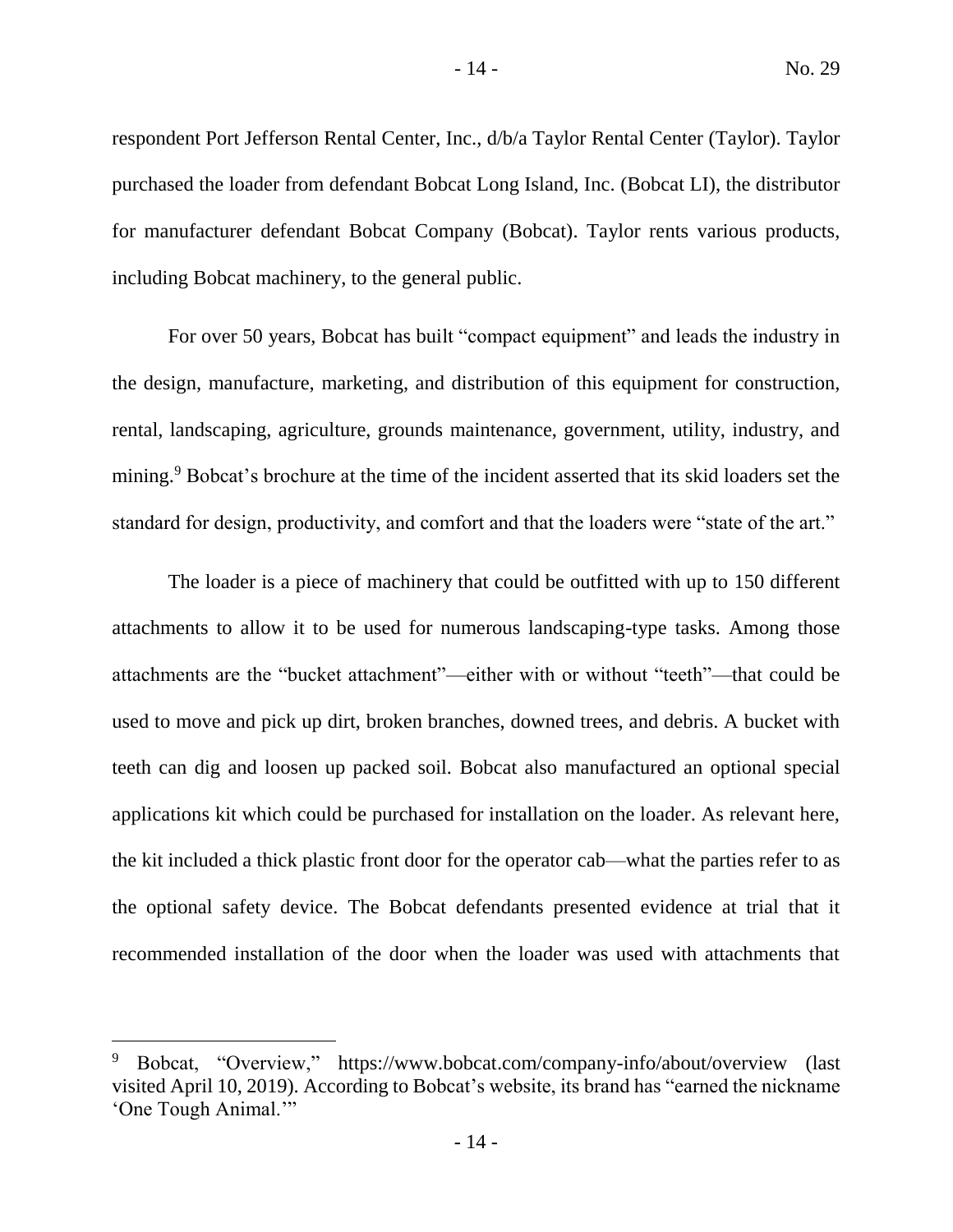respondent Port Jefferson Rental Center, Inc., d/b/a Taylor Rental Center (Taylor). Taylor purchased the loader from defendant Bobcat Long Island, Inc. (Bobcat LI), the distributor for manufacturer defendant Bobcat Company (Bobcat). Taylor rents various products, including Bobcat machinery, to the general public.

For over 50 years, Bobcat has built "compact equipment" and leads the industry in the design, manufacture, marketing, and distribution of this equipment for construction, rental, landscaping, agriculture, grounds maintenance, government, utility, industry, and mining.[9] Bobcat's brochure at the time of the incident asserted that its skid loaders set the standard for design, productivity, and comfort and that the loaders were "state of the art."

The loader is a piece of machinery that could be outfitted with up to 150 different attachments to allow it to be used for numerous landscaping-type tasks. Among those attachments are the "bucket attachment"—either with or without "teeth"—that could be used to move and pick up dirt, broken branches, downed trees, and debris. A bucket with teeth can dig and loosen up packed soil. Bobcat also manufactured an optional special applications kit which could be purchased for installation on the loader. As relevant here, the kit included a thick plastic front door for the operator cab—what the parties refer to as the optional safety device. The Bobcat defendants presented evidence at trial that it recommended installation of the door when the loader was used with attachments that

---

[9] Bobcat, "Overview," https://www.bobcat.com/company-info/about/overview (last visited April 10, 2019). According to Bobcat's website, its brand has "earned the nickname 'One Tough Animal.'"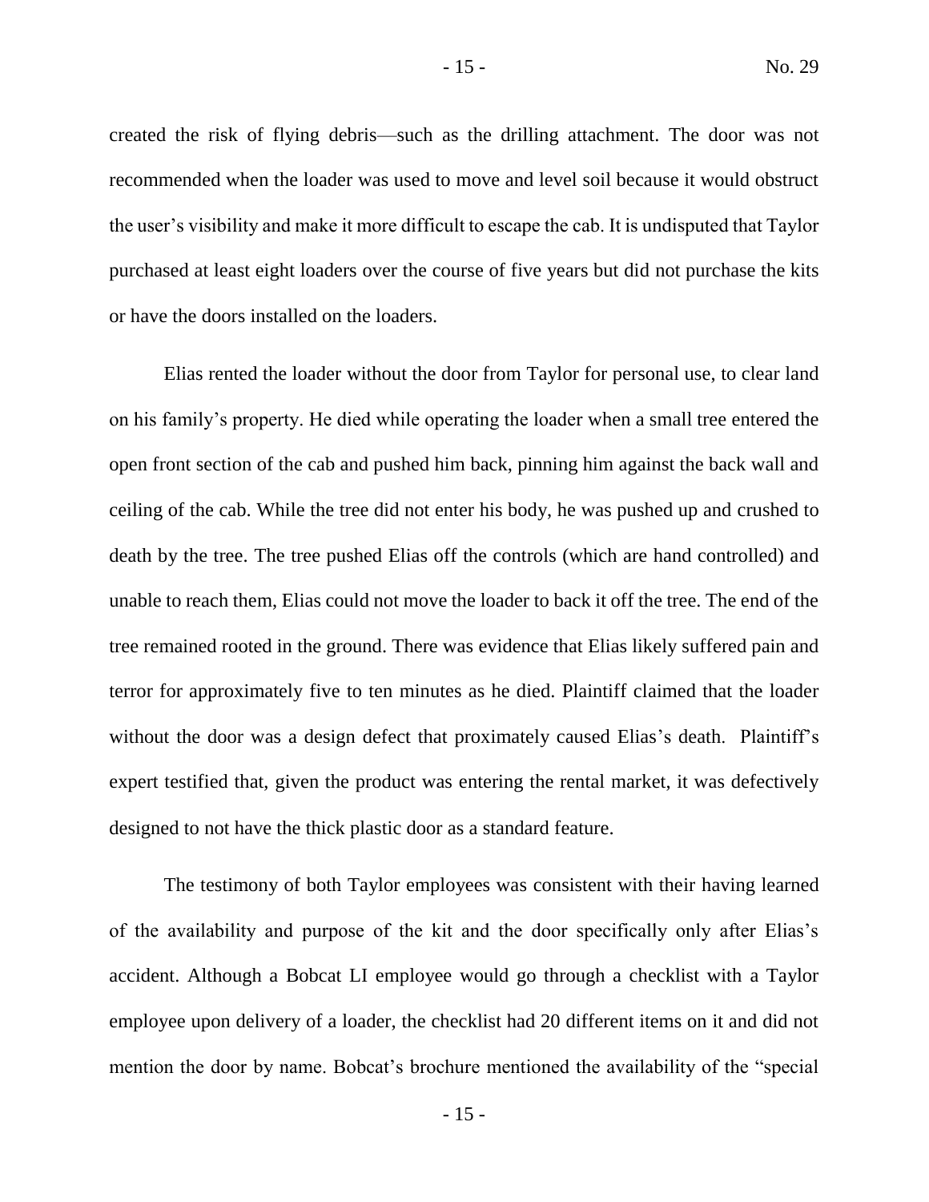created the risk of flying debris—such as the drilling attachment. The door was not recommended when the loader was used to move and level soil because it would obstruct the user's visibility and make it more difficult to escape the cab. It is undisputed that Taylor purchased at least eight loaders over the course of five years but did not purchase the kits or have the doors installed on the loaders.

Elias rented the loader without the door from Taylor for personal use, to clear land on his family's property. He died while operating the loader when a small tree entered the open front section of the cab and pushed him back, pinning him against the back wall and ceiling of the cab. While the tree did not enter his body, he was pushed up and crushed to death by the tree. The tree pushed Elias off the controls (which are hand controlled) and unable to reach them, Elias could not move the loader to back it off the tree. The end of the tree remained rooted in the ground. There was evidence that Elias likely suffered pain and terror for approximately five to ten minutes as he died. Plaintiff claimed that the loader without the door was a design defect that proximately caused Elias's death. Plaintiff's expert testified that, given the product was entering the rental market, it was defectively designed to not have the thick plastic door as a standard feature.

The testimony of both Taylor employees was consistent with their having learned of the availability and purpose of the kit and the door specifically only after Elias's accident. Although a Bobcat LI employee would go through a checklist with a Taylor employee upon delivery of a loader, the checklist had 20 different items on it and did not mention the door by name. Bobcat's brochure mentioned the availability of the "special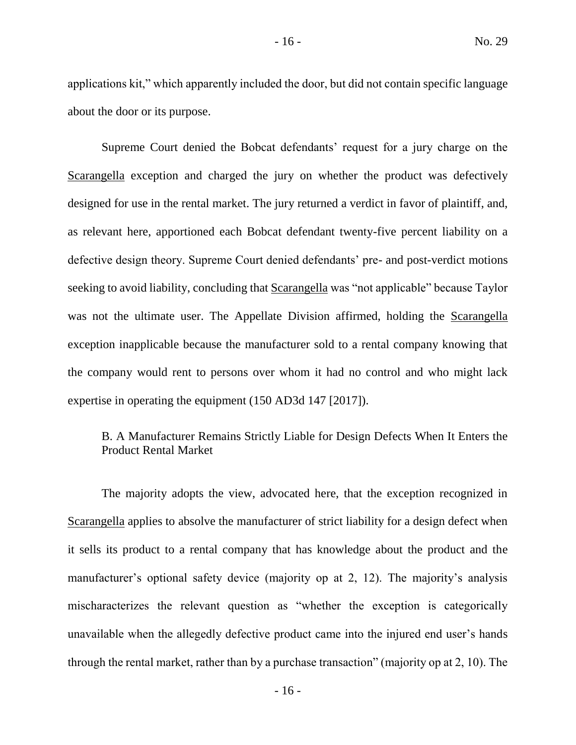applications kit," which apparently included the door, but did not contain specific language about the door or its purpose.

Supreme Court denied the Bobcat defendants' request for a jury charge on the Scarangella exception and charged the jury on whether the product was defectively designed for use in the rental market. The jury returned a verdict in favor of plaintiff, and, as relevant here, apportioned each Bobcat defendant twenty-five percent liability on a defective design theory. Supreme Court denied defendants' pre- and post-verdict motions seeking to avoid liability, concluding that Scarangella was "not applicable" because Taylor was not the ultimate user. The Appellate Division affirmed, holding the Scarangella exception inapplicable because the manufacturer sold to a rental company knowing that the company would rent to persons over whom it had no control and who might lack expertise in operating the equipment (150 AD3d 147 [2017]).

### B. A Manufacturer Remains Strictly Liable for Design Defects When It Enters the Product Rental Market

The majority adopts the view, advocated here, that the exception recognized in Scarangella applies to absolve the manufacturer of strict liability for a design defect when it sells its product to a rental company that has knowledge about the product and the manufacturer's optional safety device (majority op at 2, 12). The majority's analysis mischaracterizes the relevant question as "whether the exception is categorically unavailable when the allegedly defective product came into the injured end user's hands through the rental market, rather than by a purchase transaction" (majority op at 2, 10). The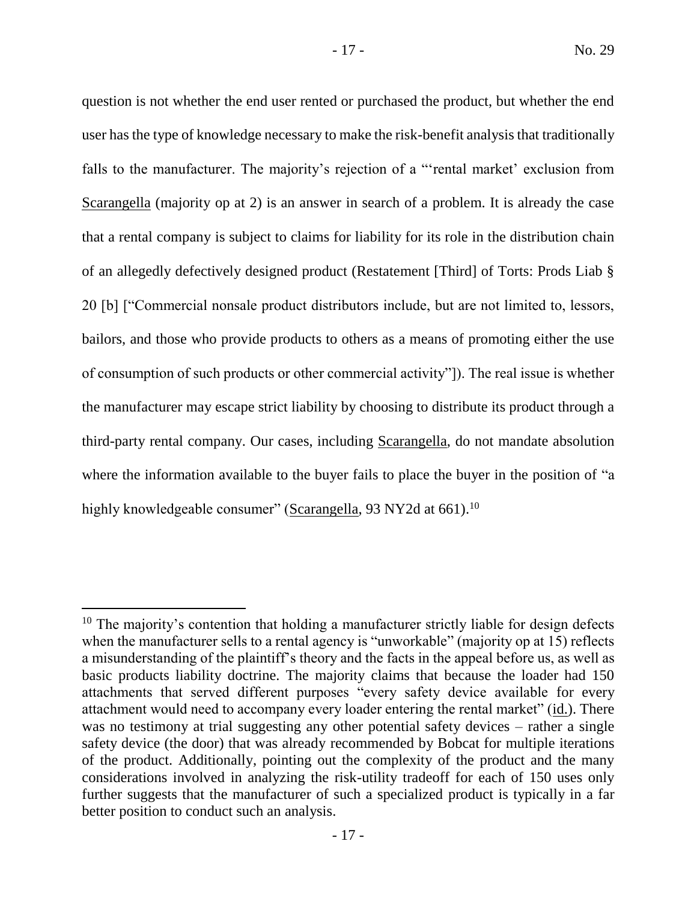question is not whether the end user rented or purchased the product, but whether the end user has the type of knowledge necessary to make the risk-benefit analysis that traditionally falls to the manufacturer. The majority's rejection of a "'rental market' exclusion from Scarangella (majority op at 2) is an answer in search of a problem. It is already the case that a rental company is subject to claims for liability for its role in the distribution chain of an allegedly defectively designed product (Restatement [Third] of Torts: Prods Liab § 20 [b] ["Commercial nonsale product distributors include, but are not limited to, lessors, bailors, and those who provide products to others as a means of promoting either the use of consumption of such products or other commercial activity"]). The real issue is whether the manufacturer may escape strict liability by choosing to distribute its product through a third-party rental company. Our cases, including Scarangella, do not mandate absolution where the information available to the buyer fails to place the buyer in the position of "a highly knowledgeable consumer" (Scarangella, 93 NY2d at 661).[10]

---

[10] The majority's contention that holding a manufacturer strictly liable for design defects when the manufacturer sells to a rental agency is "unworkable" (majority op at 15) reflects a misunderstanding of the plaintiff's theory and the facts in the appeal before us, as well as basic products liability doctrine. The majority claims that because the loader had 150 attachments that served different purposes "every safety device available for every attachment would need to accompany every loader entering the rental market" (id.). There was no testimony at trial suggesting any other potential safety devices – rather a single safety device (the door) that was already recommended by Bobcat for multiple iterations of the product. Additionally, pointing out the complexity of the product and the many considerations involved in analyzing the risk-utility tradeoff for each of 150 uses only further suggests that the manufacturer of such a specialized product is typically in a far better position to conduct such an analysis.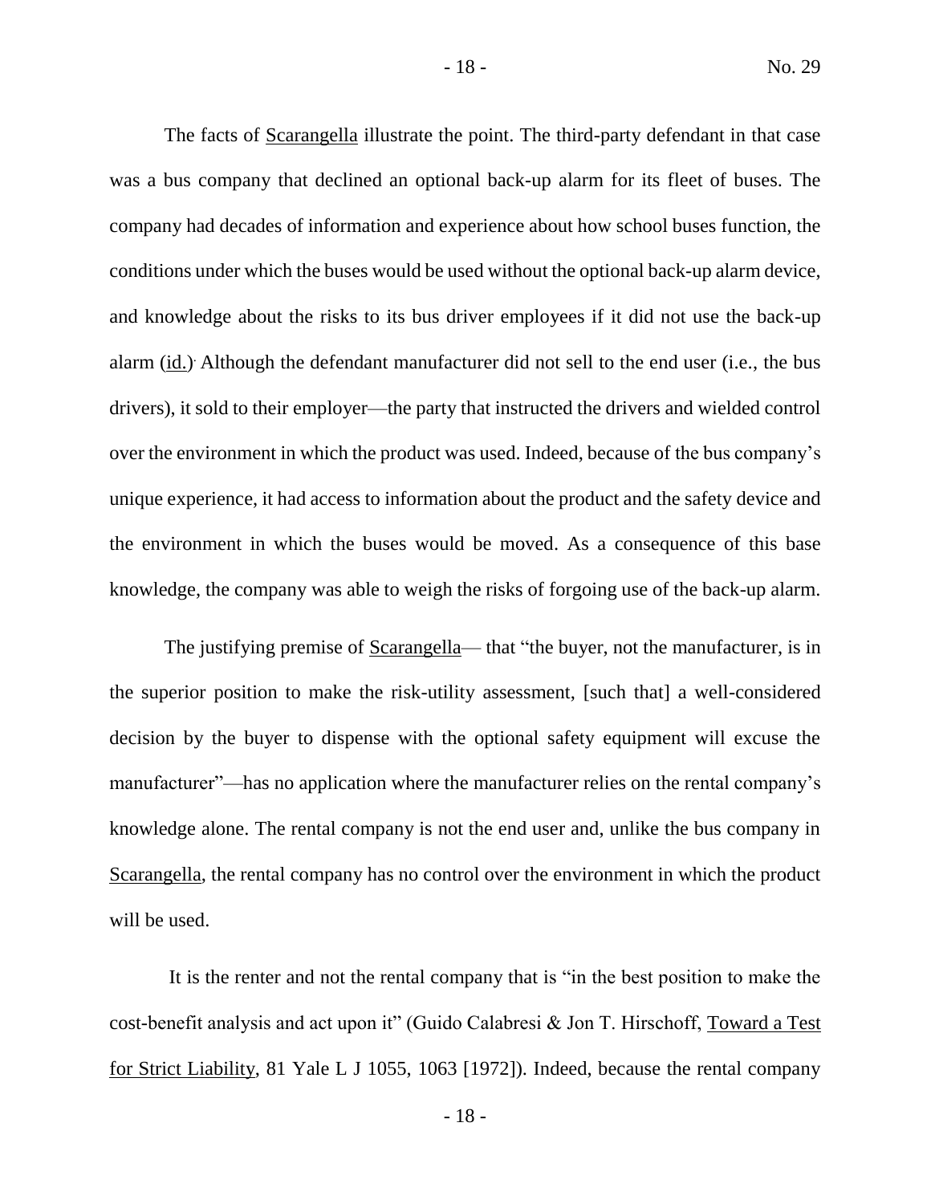The facts of Scarangella illustrate the point. The third-party defendant in that case was a bus company that declined an optional back-up alarm for its fleet of buses. The company had decades of information and experience about how school buses function, the conditions under which the buses would be used without the optional back-up alarm device, and knowledge about the risks to its bus driver employees if it did not use the back-up alarm (id.). Although the defendant manufacturer did not sell to the end user (i.e., the bus drivers), it sold to their employer—the party that instructed the drivers and wielded control over the environment in which the product was used. Indeed, because of the bus company's unique experience, it had access to information about the product and the safety device and the environment in which the buses would be moved. As a consequence of this base knowledge, the company was able to weigh the risks of forgoing use of the back-up alarm.

The justifying premise of Scarangella— that "the buyer, not the manufacturer, is in the superior position to make the risk-utility assessment, [such that] a well-considered decision by the buyer to dispense with the optional safety equipment will excuse the manufacturer"—has no application where the manufacturer relies on the rental company's knowledge alone. The rental company is not the end user and, unlike the bus company in Scarangella, the rental company has no control over the environment in which the product will be used.

It is the renter and not the rental company that is "in the best position to make the cost-benefit analysis and act upon it" (Guido Calabresi & Jon T. Hirschoff, Toward a Test for Strict Liability, 81 Yale L J 1055, 1063 [1972]). Indeed, because the rental company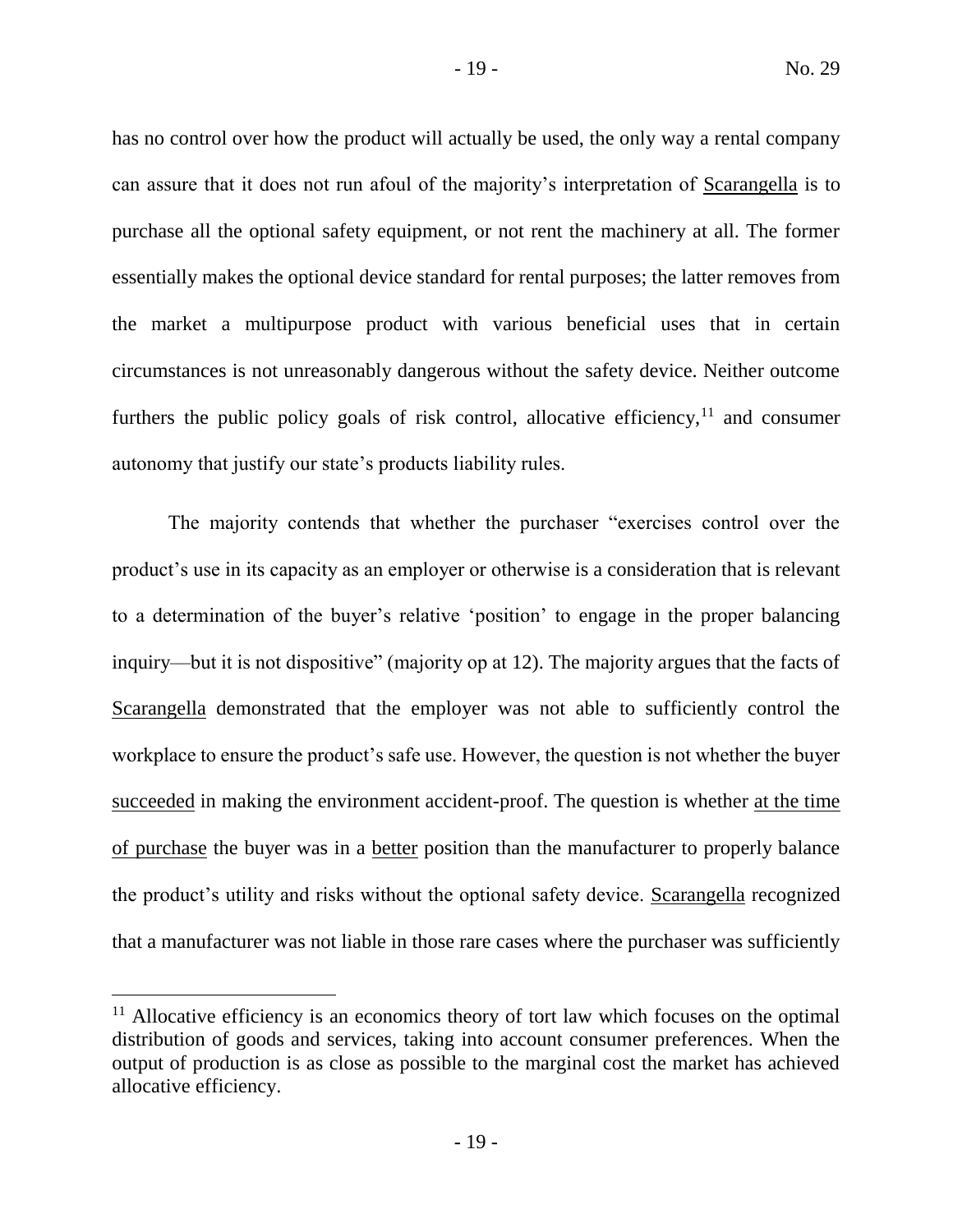has no control over how the product will actually be used, the only way a rental company can assure that it does not run afoul of the majority's interpretation of Scarangella is to purchase all the optional safety equipment, or not rent the machinery at all. The former essentially makes the optional device standard for rental purposes; the latter removes from the market a multipurpose product with various beneficial uses that in certain circumstances is not unreasonably dangerous without the safety device. Neither outcome furthers the public policy goals of risk control, allocative efficiency,[11] and consumer autonomy that justify our state's products liability rules.

The majority contends that whether the purchaser "exercises control over the product's use in its capacity as an employer or otherwise is a consideration that is relevant to a determination of the buyer's relative 'position' to engage in the proper balancing inquiry—but it is not dispositive" (majority op at 12). The majority argues that the facts of Scarangella demonstrated that the employer was not able to sufficiently control the workplace to ensure the product's safe use. However, the question is not whether the buyer succeeded in making the environment accident-proof. The question is whether at the time of purchase the buyer was in a better position than the manufacturer to properly balance the product's utility and risks without the optional safety device. Scarangella recognized that a manufacturer was not liable in those rare cases where the purchaser was sufficiently

[11] Allocative efficiency is an economics theory of tort law which focuses on the optimal distribution of goods and services, taking into account consumer preferences. When the output of production is as close as possible to the marginal cost the market has achieved allocative efficiency.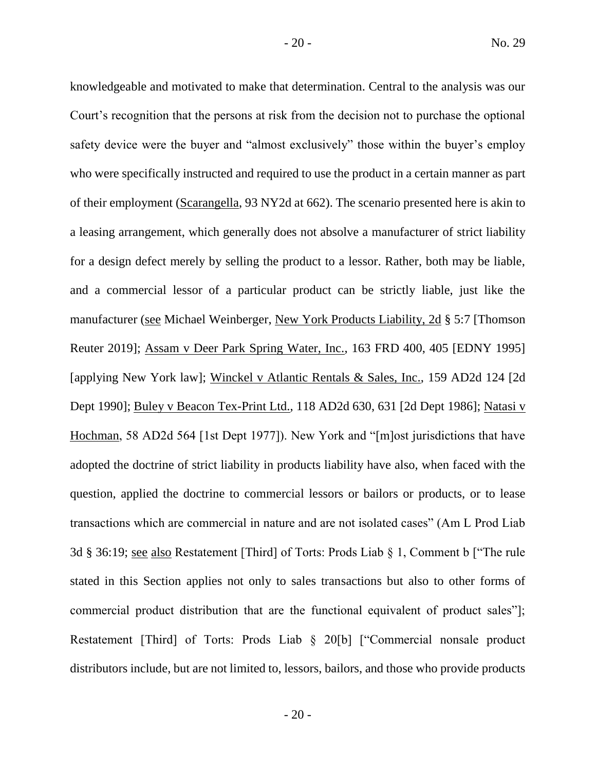knowledgeable and motivated to make that determination. Central to the analysis was our Court's recognition that the persons at risk from the decision not to purchase the optional safety device were the buyer and "almost exclusively" those within the buyer's employ who were specifically instructed and required to use the product in a certain manner as part of their employment (Scarangella, 93 NY2d at 662). The scenario presented here is akin to a leasing arrangement, which generally does not absolve a manufacturer of strict liability for a design defect merely by selling the product to a lessor. Rather, both may be liable, and a commercial lessor of a particular product can be strictly liable, just like the manufacturer (see Michael Weinberger, New York Products Liability, 2d § 5:7 [Thomson Reuter 2019]; Assam v Deer Park Spring Water, Inc., 163 FRD 400, 405 [EDNY 1995] [applying New York law]; Winckel v Atlantic Rentals & Sales, Inc., 159 AD2d 124 [2d Dept 1990]; Buley v Beacon Tex-Print Ltd., 118 AD2d 630, 631 [2d Dept 1986]; Natasi v Hochman, 58 AD2d 564 [1st Dept 1977]). New York and "[m]ost jurisdictions that have adopted the doctrine of strict liability in products liability have also, when faced with the question, applied the doctrine to commercial lessors or bailors or products, or to lease transactions which are commercial in nature and are not isolated cases" (Am L Prod Liab 3d § 36:19; see also Restatement [Third] of Torts: Prods Liab § 1, Comment b ["The rule stated in this Section applies not only to sales transactions but also to other forms of commercial product distribution that are the functional equivalent of product sales"]; Restatement [Third] of Torts: Prods Liab § 20[b] ["Commercial nonsale product distributors include, but are not limited to, lessors, bailors, and those who provide products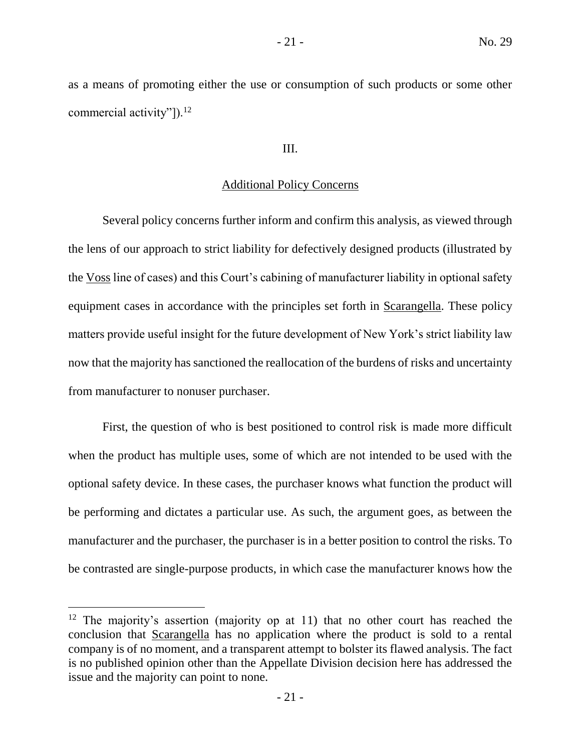as a means of promoting either the use or consumption of such products or some other commercial activity"]).[12]

III.

Additional Policy Concerns

Several policy concerns further inform and confirm this analysis, as viewed through the lens of our approach to strict liability for defectively designed products (illustrated by the Voss line of cases) and this Court's cabining of manufacturer liability in optional safety equipment cases in accordance with the principles set forth in Scarangella. These policy matters provide useful insight for the future development of New York's strict liability law now that the majority has sanctioned the reallocation of the burdens of risks and uncertainty from manufacturer to nonuser purchaser.

First, the question of who is best positioned to control risk is made more difficult when the product has multiple uses, some of which are not intended to be used with the optional safety device. In these cases, the purchaser knows what function the product will be performing and dictates a particular use. As such, the argument goes, as between the manufacturer and the purchaser, the purchaser is in a better position to control the risks. To be contrasted are single-purpose products, in which case the manufacturer knows how the

---

[12] The majority's assertion (majority op at 11) that no other court has reached the conclusion that Scarangella has no application where the product is sold to a rental company is of no moment, and a transparent attempt to bolster its flawed analysis. The fact is no published opinion other than the Appellate Division decision here has addressed the issue and the majority can point to none.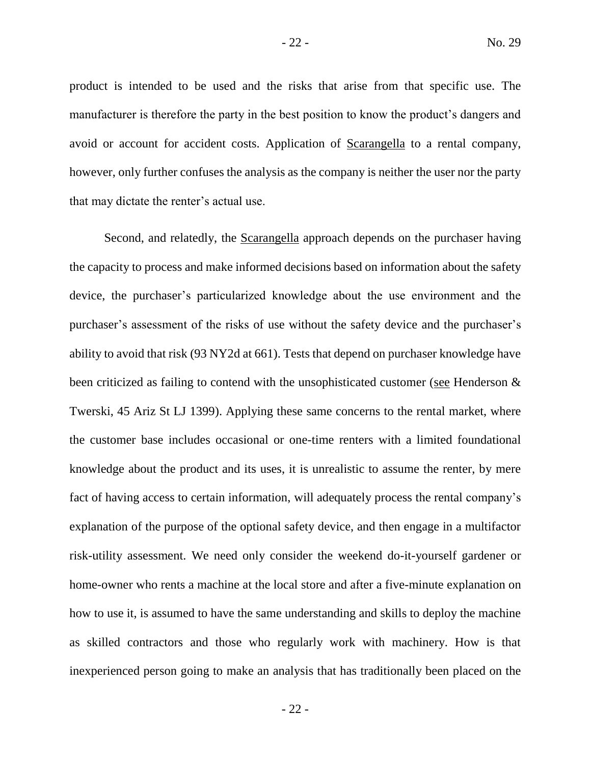product is intended to be used and the risks that arise from that specific use. The manufacturer is therefore the party in the best position to know the product's dangers and avoid or account for accident costs. Application of Scarangella to a rental company, however, only further confuses the analysis as the company is neither the user nor the party that may dictate the renter's actual use.

Second, and relatedly, the Scarangella approach depends on the purchaser having the capacity to process and make informed decisions based on information about the safety device, the purchaser's particularized knowledge about the use environment and the purchaser's assessment of the risks of use without the safety device and the purchaser's ability to avoid that risk (93 NY2d at 661). Tests that depend on purchaser knowledge have been criticized as failing to contend with the unsophisticated customer (see Henderson & Twerski, 45 Ariz St LJ 1399). Applying these same concerns to the rental market, where the customer base includes occasional or one-time renters with a limited foundational knowledge about the product and its uses, it is unrealistic to assume the renter, by mere fact of having access to certain information, will adequately process the rental company's explanation of the purpose of the optional safety device, and then engage in a multifactor risk-utility assessment. We need only consider the weekend do-it-yourself gardener or home-owner who rents a machine at the local store and after a five-minute explanation on how to use it, is assumed to have the same understanding and skills to deploy the machine as skilled contractors and those who regularly work with machinery. How is that inexperienced person going to make an analysis that has traditionally been placed on the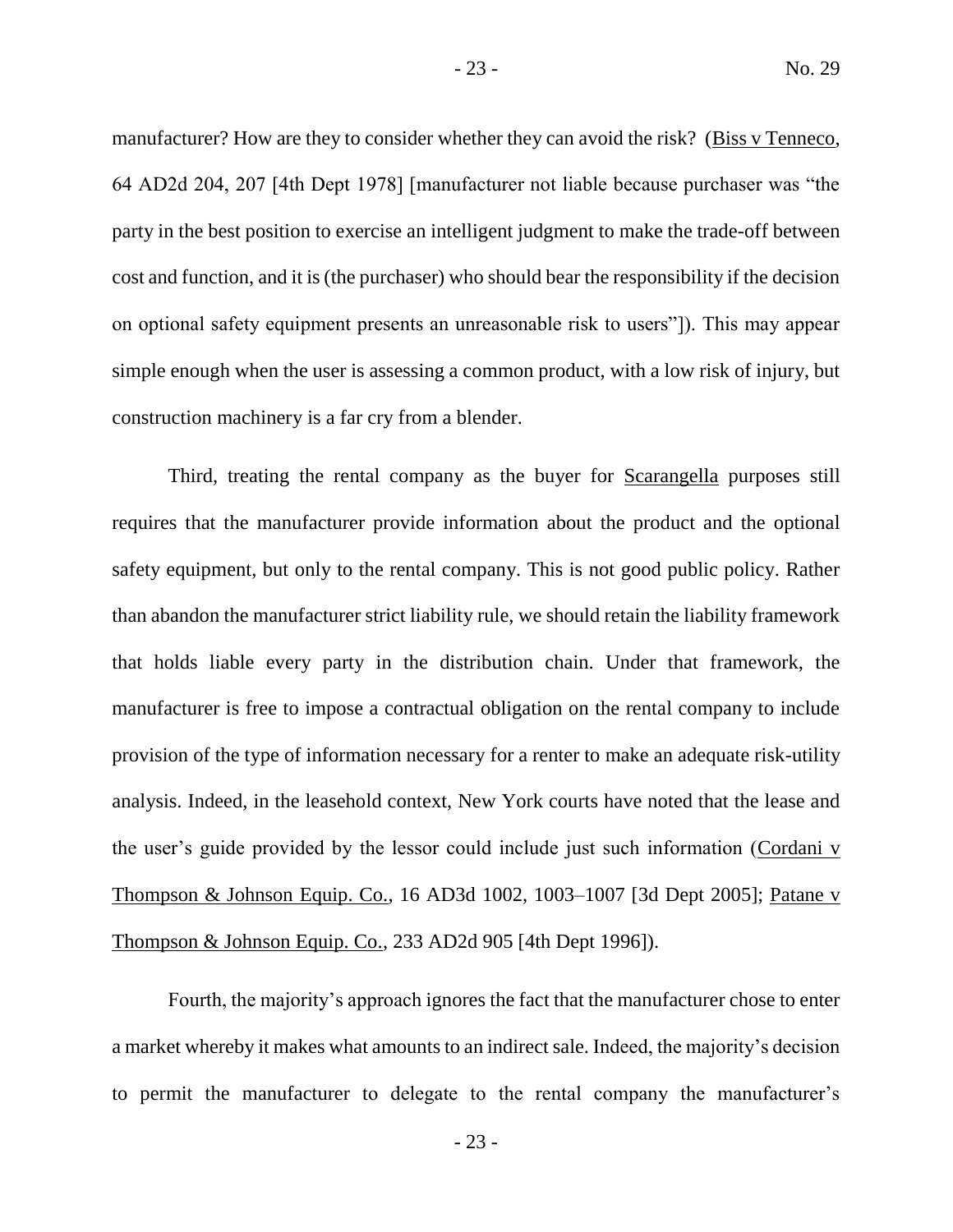manufacturer? How are they to consider whether they can avoid the risk? (Biss v Tenneco, 64 AD2d 204, 207 [4th Dept 1978] [manufacturer not liable because purchaser was "the party in the best position to exercise an intelligent judgment to make the trade-off between cost and function, and it is (the purchaser) who should bear the responsibility if the decision on optional safety equipment presents an unreasonable risk to users"]). This may appear simple enough when the user is assessing a common product, with a low risk of injury, but construction machinery is a far cry from a blender.

Third, treating the rental company as the buyer for Scarangella purposes still requires that the manufacturer provide information about the product and the optional safety equipment, but only to the rental company. This is not good public policy. Rather than abandon the manufacturer strict liability rule, we should retain the liability framework that holds liable every party in the distribution chain. Under that framework, the manufacturer is free to impose a contractual obligation on the rental company to include provision of the type of information necessary for a renter to make an adequate risk-utility analysis. Indeed, in the leasehold context, New York courts have noted that the lease and the user's guide provided by the lessor could include just such information (Cordani v Thompson & Johnson Equip. Co., 16 AD3d 1002, 1003–1007 [3d Dept 2005]; Patane v Thompson & Johnson Equip. Co., 233 AD2d 905 [4th Dept 1996]).

Fourth, the majority's approach ignores the fact that the manufacturer chose to enter a market whereby it makes what amounts to an indirect sale. Indeed, the majority's decision to permit the manufacturer to delegate to the rental company the manufacturer's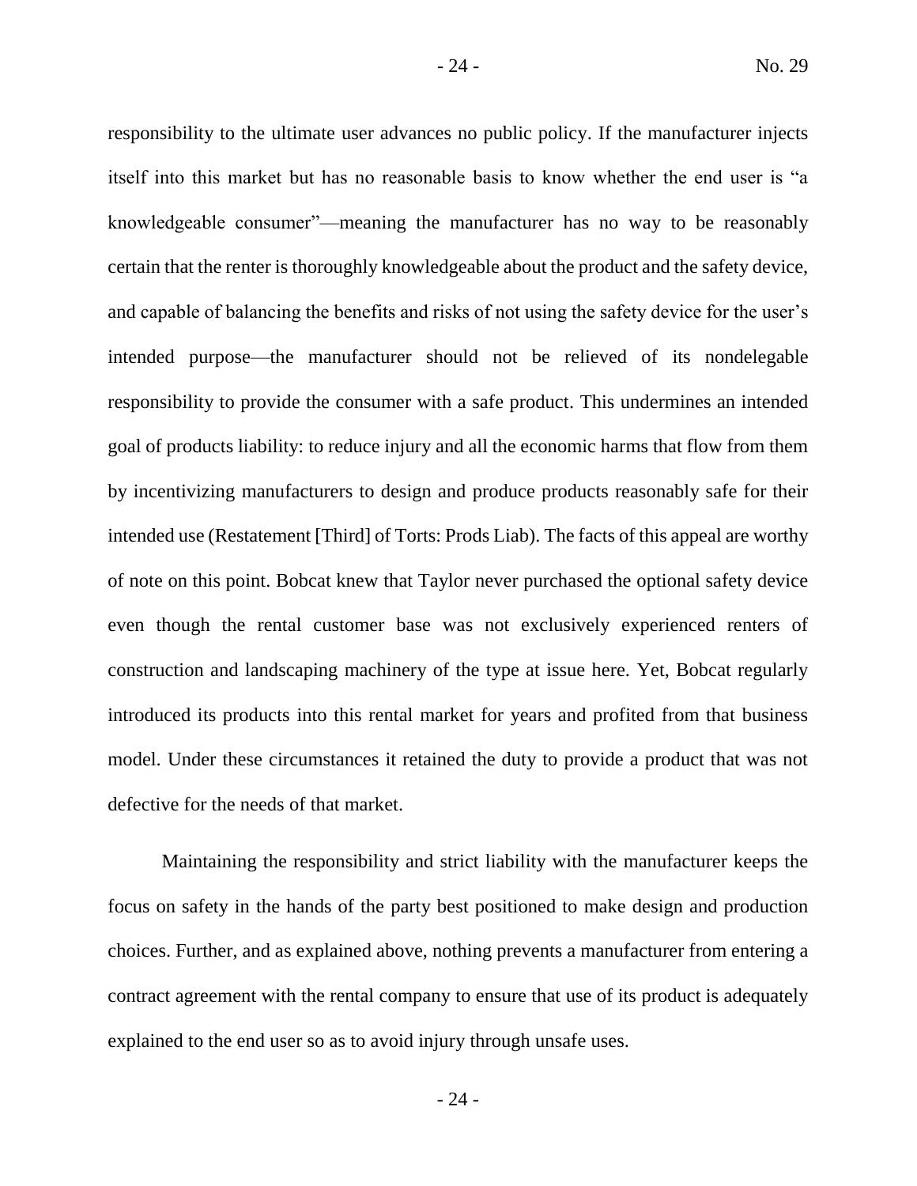responsibility to the ultimate user advances no public policy. If the manufacturer injects itself into this market but has no reasonable basis to know whether the end user is "a knowledgeable consumer"—meaning the manufacturer has no way to be reasonably certain that the renter is thoroughly knowledgeable about the product and the safety device, and capable of balancing the benefits and risks of not using the safety device for the user's intended purpose—the manufacturer should not be relieved of its nondelegable responsibility to provide the consumer with a safe product. This undermines an intended goal of products liability: to reduce injury and all the economic harms that flow from them by incentivizing manufacturers to design and produce products reasonably safe for their intended use (Restatement [Third] of Torts: Prods Liab). The facts of this appeal are worthy of note on this point. Bobcat knew that Taylor never purchased the optional safety device even though the rental customer base was not exclusively experienced renters of construction and landscaping machinery of the type at issue here. Yet, Bobcat regularly introduced its products into this rental market for years and profited from that business model. Under these circumstances it retained the duty to provide a product that was not defective for the needs of that market.

Maintaining the responsibility and strict liability with the manufacturer keeps the focus on safety in the hands of the party best positioned to make design and production choices. Further, and as explained above, nothing prevents a manufacturer from entering a contract agreement with the rental company to ensure that use of its product is adequately explained to the end user so as to avoid injury through unsafe uses.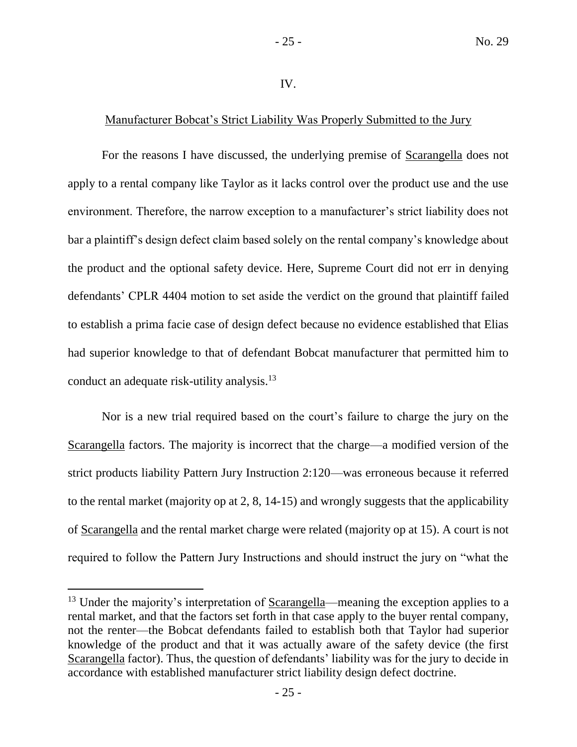IV.

Manufacturer Bobcat's Strict Liability Was Properly Submitted to the Jury

For the reasons I have discussed, the underlying premise of Scarangella does not apply to a rental company like Taylor as it lacks control over the product use and the use environment. Therefore, the narrow exception to a manufacturer's strict liability does not bar a plaintiff's design defect claim based solely on the rental company's knowledge about the product and the optional safety device. Here, Supreme Court did not err in denying defendants' CPLR 4404 motion to set aside the verdict on the ground that plaintiff failed to establish a prima facie case of design defect because no evidence established that Elias had superior knowledge to that of defendant Bobcat manufacturer that permitted him to conduct an adequate risk-utility analysis.[13]

Nor is a new trial required based on the court's failure to charge the jury on the Scarangella factors. The majority is incorrect that the charge—a modified version of the strict products liability Pattern Jury Instruction 2:120—was erroneous because it referred to the rental market (majority op at 2, 8, 14-15) and wrongly suggests that the applicability of Scarangella and the rental market charge were related (majority op at 15). A court is not required to follow the Pattern Jury Instructions and should instruct the jury on "what the

---

[13] Under the majority's interpretation of Scarangella—meaning the exception applies to a rental market, and that the factors set forth in that case apply to the buyer rental company, not the renter—the Bobcat defendants failed to establish both that Taylor had superior knowledge of the product and that it was actually aware of the safety device (the first Scarangella factor). Thus, the question of defendants' liability was for the jury to decide in accordance with established manufacturer strict liability design defect doctrine.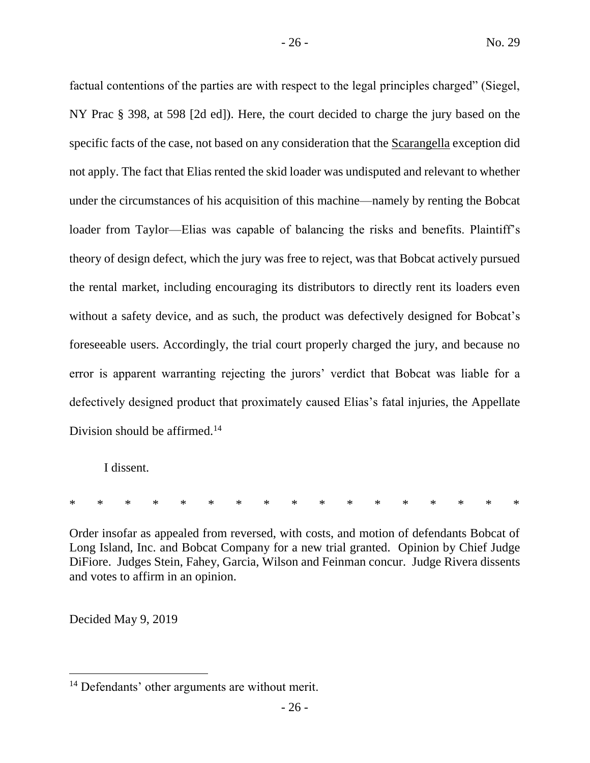factual contentions of the parties are with respect to the legal principles charged" (Siegel, NY Prac § 398, at 598 [2d ed]). Here, the court decided to charge the jury based on the specific facts of the case, not based on any consideration that the Scarangella exception did not apply. The fact that Elias rented the skid loader was undisputed and relevant to whether under the circumstances of his acquisition of this machine—namely by renting the Bobcat loader from Taylor—Elias was capable of balancing the risks and benefits. Plaintiff's theory of design defect, which the jury was free to reject, was that Bobcat actively pursued the rental market, including encouraging its distributors to directly rent its loaders even without a safety device, and as such, the product was defectively designed for Bobcat's foreseeable users. Accordingly, the trial court properly charged the jury, and because no error is apparent warranting rejecting the jurors' verdict that Bobcat was liable for a defectively designed product that proximately caused Elias's fatal injuries, the Appellate Division should be affirmed.[14]

I dissent.

* * * * * * * * * * * * * * * * *

Order insofar as appealed from reversed, with costs, and motion of defendants Bobcat of Long Island, Inc. and Bobcat Company for a new trial granted. Opinion by Chief Judge DiFiore. Judges Stein, Fahey, Garcia, Wilson and Feinman concur. Judge Rivera dissents and votes to affirm in an opinion.

Decided May 9, 2019

---

[14] Defendants' other arguments are without merit.